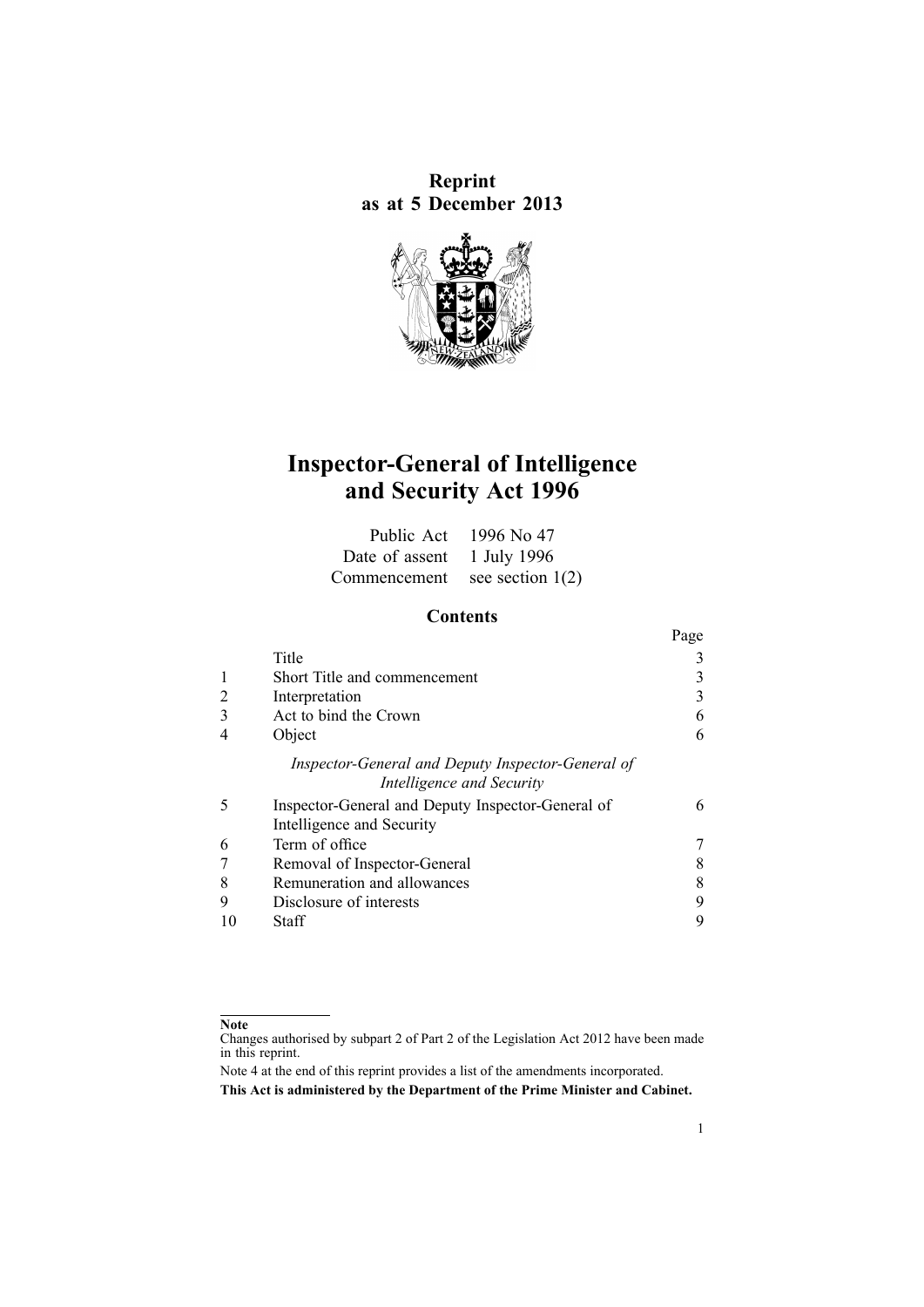**Reprint**
**as at 5 December 2013**

# Inspector-General of Intelligence and Security Act 1996

| | |
|---|---|
| Public Act | 1996 No 47 |
| Date of assent | 1 July 1996 |
| Commencement | see section 1(2) |

## Contents

| | | Page |
|---|---|---|
| | Title | 3 |
| 1 | Short Title and commencement | 3 |
| 2 | Interpretation | 3 |
| 3 | Act to bind the Crown | 6 |
| 4 | Object | 6 |
| | *Inspector-General and Deputy Inspector-General of Intelligence and Security* | |
| 5 | Inspector-General and Deputy Inspector-General of Intelligence and Security | 6 |
| 6 | Term of office | 7 |
| 7 | Removal of Inspector-General | 8 |
| 8 | Remuneration and allowances | 8 |
| 9 | Disclosure of interests | 9 |
| 10 | Staff | 9 |

**Note**

Changes authorised by subpart 2 of Part 2 of the Legislation Act 2012 have been made in this reprint.

Note 4 at the end of this reprint provides a list of the amendments incorporated.

**This Act is administered by the Department of the Prime Minister and Cabinet.**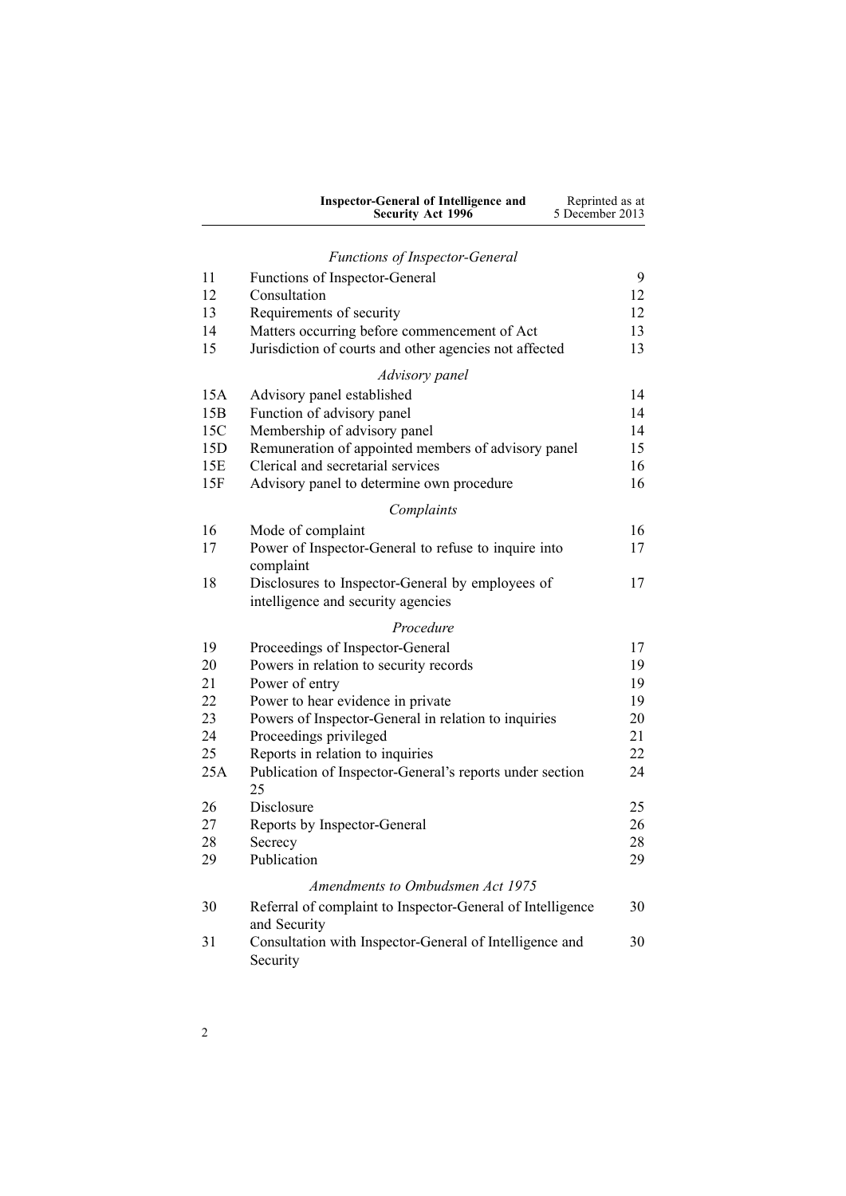*Functions of Inspector-General*

| | | |
|---|---|---|
| 11 | Functions of Inspector-General | 9 |
| 12 | Consultation | 12 |
| 13 | Requirements of security | 12 |
| 14 | Matters occurring before commencement of Act | 13 |
| 15 | Jurisdiction of courts and other agencies not affected | 13 |

*Advisory panel*

| | | |
|---|---|---|
| 15A | Advisory panel established | 14 |
| 15B | Function of advisory panel | 14 |
| 15C | Membership of advisory panel | 14 |
| 15D | Remuneration of appointed members of advisory panel | 15 |
| 15E | Clerical and secretarial services | 16 |
| 15F | Advisory panel to determine own procedure | 16 |

*Complaints*

| | | |
|---|---|---|
| 16 | Mode of complaint | 16 |
| 17 | Power of Inspector-General to refuse to inquire into complaint | 17 |
| 18 | Disclosures to Inspector-General by employees of intelligence and security agencies | 17 |

*Procedure*

| | | |
|---|---|---|
| 19 | Proceedings of Inspector-General | 17 |
| 20 | Powers in relation to security records | 19 |
| 21 | Power of entry | 19 |
| 22 | Power to hear evidence in private | 19 |
| 23 | Powers of Inspector-General in relation to inquiries | 20 |
| 24 | Proceedings privileged | 21 |
| 25 | Reports in relation to inquiries | 22 |
| 25A | Publication of Inspector-General's reports under section 25 | 24 |
| 26 | Disclosure | 25 |
| 27 | Reports by Inspector-General | 26 |
| 28 | Secrecy | 28 |
| 29 | Publication | 29 |

*Amendments to Ombudsmen Act 1975*

| | | |
|---|---|---|
| 30 | Referral of complaint to Inspector-General of Intelligence and Security | 30 |
| 31 | Consultation with Inspector-General of Intelligence and Security | 30 |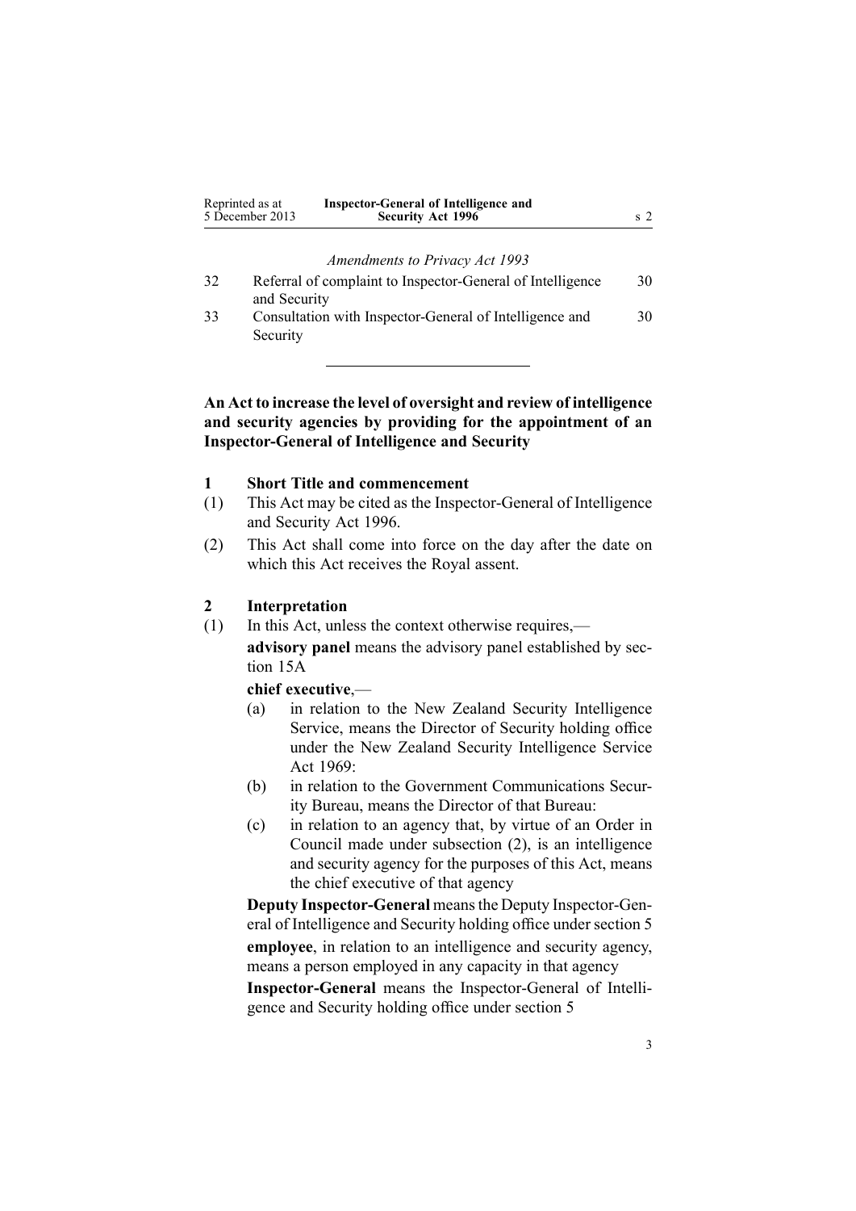*Amendments to Privacy Act 1993*

| | | |
|---|---|---|
| 32 | Referral of complaint to Inspector-General of Intelligence and Security | 30 |
| 33 | Consultation with Inspector-General of Intelligence and Security | 30 |

---

**An Act to increase the level of oversight and review of intelligence and security agencies by providing for the appointment of an Inspector-General of Intelligence and Security**

## 1 Short Title and commencement

(1) This Act may be cited as the Inspector-General of Intelligence and Security Act 1996.

(2) This Act shall come into force on the day after the date on which this Act receives the Royal assent.

## 2 Interpretation

(1) In this Act, unless the context otherwise requires,—

**advisory panel** means the advisory panel established by section 15A

**chief executive**,—

- (a) in relation to the New Zealand Security Intelligence Service, means the Director of Security holding office under the New Zealand Security Intelligence Service Act 1969:
- (b) in relation to the Government Communications Security Bureau, means the Director of that Bureau:
- (c) in relation to an agency that, by virtue of an Order in Council made under subsection (2), is an intelligence and security agency for the purposes of this Act, means the chief executive of that agency

**Deputy Inspector-General** means the Deputy Inspector-General of Intelligence and Security holding office under section 5

**employee**, in relation to an intelligence and security agency, means a person employed in any capacity in that agency

**Inspector-General** means the Inspector-General of Intelligence and Security holding office under section 5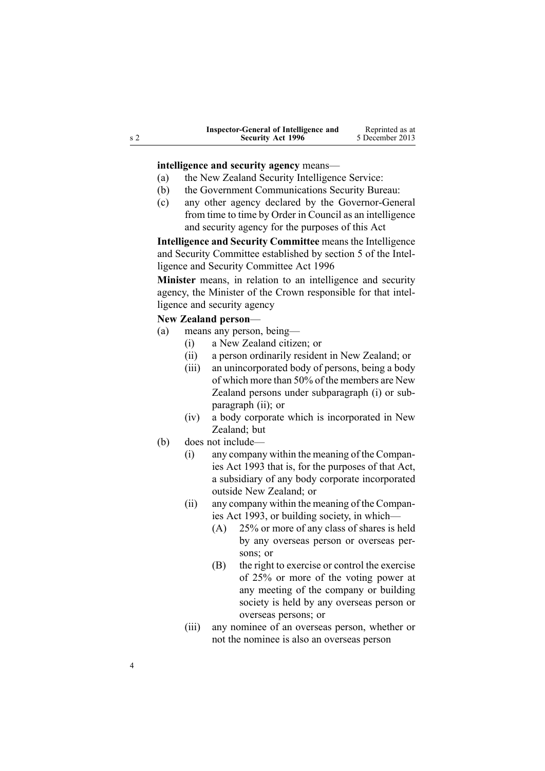**intelligence and security agency** means—

(a) the New Zealand Security Intelligence Service:

(b) the Government Communications Security Bureau:

(c) any other agency declared by the Governor-General from time to time by Order in Council as an intelligence and security agency for the purposes of this Act

**Intelligence and Security Committee** means the Intelligence and Security Committee established by section 5 of the Intelligence and Security Committee Act 1996

**Minister** means, in relation to an intelligence and security agency, the Minister of the Crown responsible for that intelligence and security agency

**New Zealand person**—

(a) means any person, being—

  (i) a New Zealand citizen; or

  (ii) a person ordinarily resident in New Zealand; or

  (iii) an unincorporated body of persons, being a body of which more than 50% of the members are New Zealand persons under subparagraph (i) or subparagraph (ii); or

  (iv) a body corporate which is incorporated in New Zealand; but

(b) does not include—

  (i) any company within the meaning of the Companies Act 1993 that is, for the purposes of that Act, a subsidiary of any body corporate incorporated outside New Zealand; or

  (ii) any company within the meaning of the Companies Act 1993, or building society, in which—

    (A) 25% or more of any class of shares is held by any overseas person or overseas persons; or

    (B) the right to exercise or control the exercise of 25% or more of the voting power at any meeting of the company or building society is held by any overseas person or overseas persons; or

  (iii) any nominee of an overseas person, whether or not the nominee is also an overseas person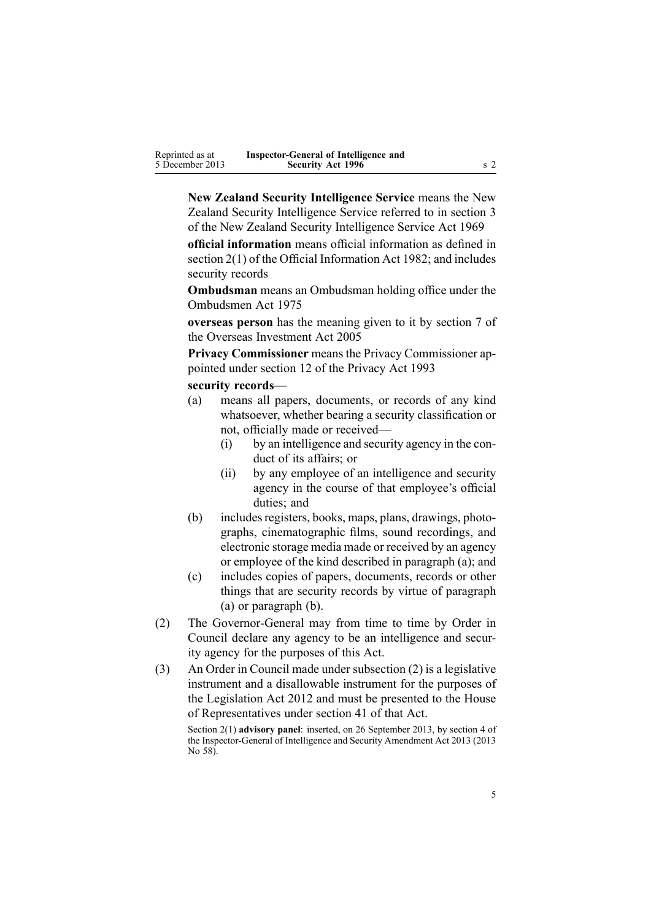**New Zealand Security Intelligence Service** means the New Zealand Security Intelligence Service referred to in section 3 of the New Zealand Security Intelligence Service Act 1969

**official information** means official information as defined in section 2(1) of the Official Information Act 1982; and includes security records

**Ombudsman** means an Ombudsman holding office under the Ombudsmen Act 1975

**overseas person** has the meaning given to it by section 7 of the Overseas Investment Act 2005

**Privacy Commissioner** means the Privacy Commissioner appointed under section 12 of the Privacy Act 1993

**security records**—

(a) means all papers, documents, or records of any kind whatsoever, whether bearing a security classification or not, officially made or received—

  (i) by an intelligence and security agency in the conduct of its affairs; or

  (ii) by any employee of an intelligence and security agency in the course of that employee's official duties; and

(b) includes registers, books, maps, plans, drawings, photographs, cinematographic films, sound recordings, and electronic storage media made or received by an agency or employee of the kind described in paragraph (a); and

(c) includes copies of papers, documents, records or other things that are security records by virtue of paragraph (a) or paragraph (b).

(2) The Governor-General may from time to time by Order in Council declare any agency to be an intelligence and security agency for the purposes of this Act.

(3) An Order in Council made under subsection (2) is a legislative instrument and a disallowable instrument for the purposes of the Legislation Act 2012 and must be presented to the House of Representatives under section 41 of that Act.

Section 2(1) **advisory panel**: inserted, on 26 September 2013, by section 4 of the Inspector-General of Intelligence and Security Amendment Act 2013 (2013 No 58).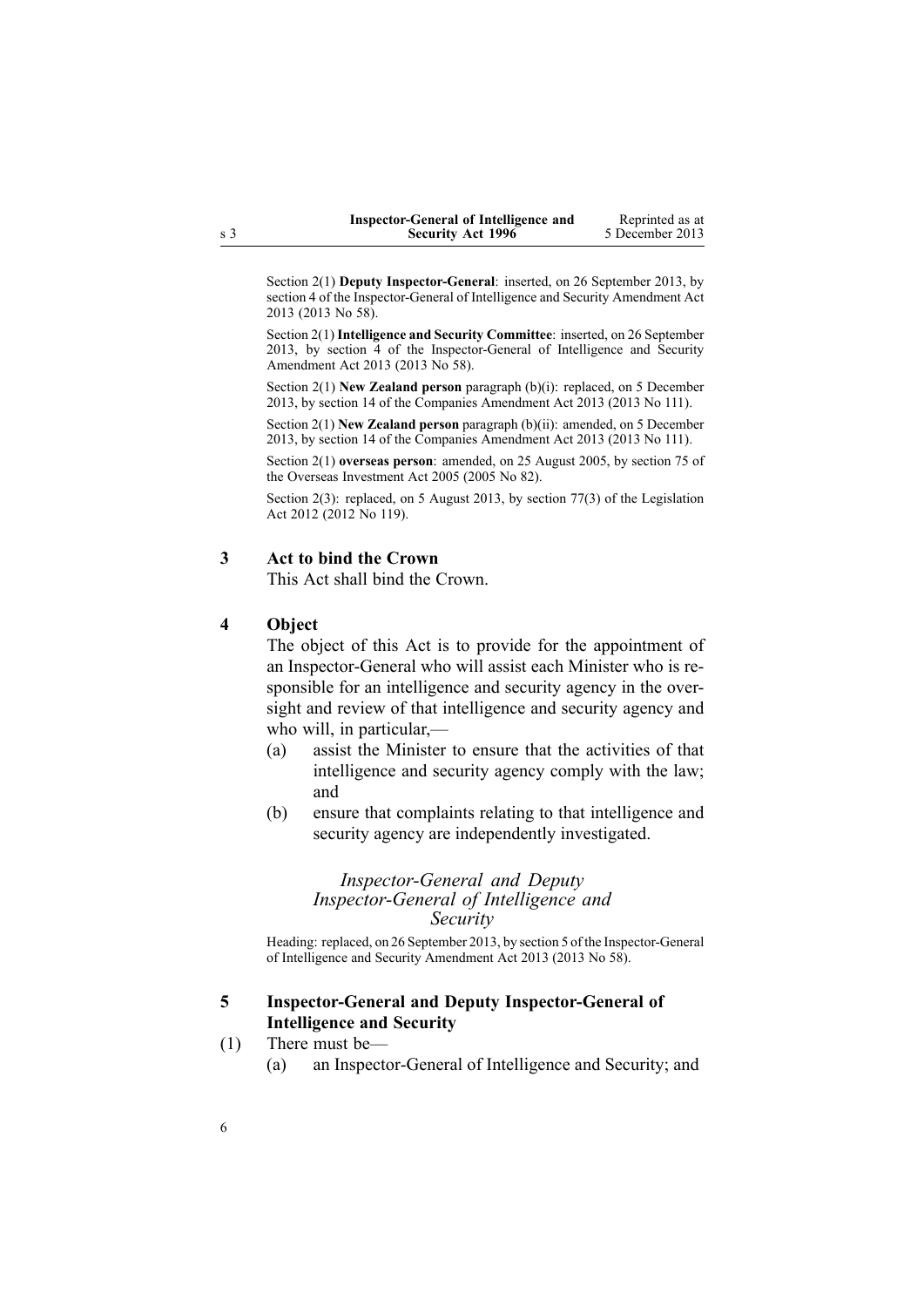Section 2(1) **Deputy Inspector-General**: inserted, on 26 September 2013, by section 4 of the Inspector-General of Intelligence and Security Amendment Act 2013 (2013 No 58).

Section 2(1) **Intelligence and Security Committee**: inserted, on 26 September 2013, by section 4 of the Inspector-General of Intelligence and Security Amendment Act 2013 (2013 No 58).

Section 2(1) **New Zealand person** paragraph (b)(i): replaced, on 5 December 2013, by section 14 of the Companies Amendment Act 2013 (2013 No 111).

Section 2(1) **New Zealand person** paragraph (b)(ii): amended, on 5 December 2013, by section 14 of the Companies Amendment Act 2013 (2013 No 111).

Section 2(1) **overseas person**: amended, on 25 August 2005, by section 75 of the Overseas Investment Act 2005 (2005 No 82).

Section 2(3): replaced, on 5 August 2013, by section 77(3) of the Legislation Act 2012 (2012 No 119).

### 3 Act to bind the Crown

This Act shall bind the Crown.

### 4 Object

The object of this Act is to provide for the appointment of an Inspector-General who will assist each Minister who is responsible for an intelligence and security agency in the oversight and review of that intelligence and security agency and who will, in particular,—

(a) assist the Minister to ensure that the activities of that intelligence and security agency comply with the law; and

(b) ensure that complaints relating to that intelligence and security agency are independently investigated.

## *Inspector-General and Deputy Inspector-General of Intelligence and Security*

Heading: replaced, on 26 September 2013, by section 5 of the Inspector-General of Intelligence and Security Amendment Act 2013 (2013 No 58).

### 5 Inspector-General and Deputy Inspector-General of Intelligence and Security

(1) There must be—

(a) an Inspector-General of Intelligence and Security; and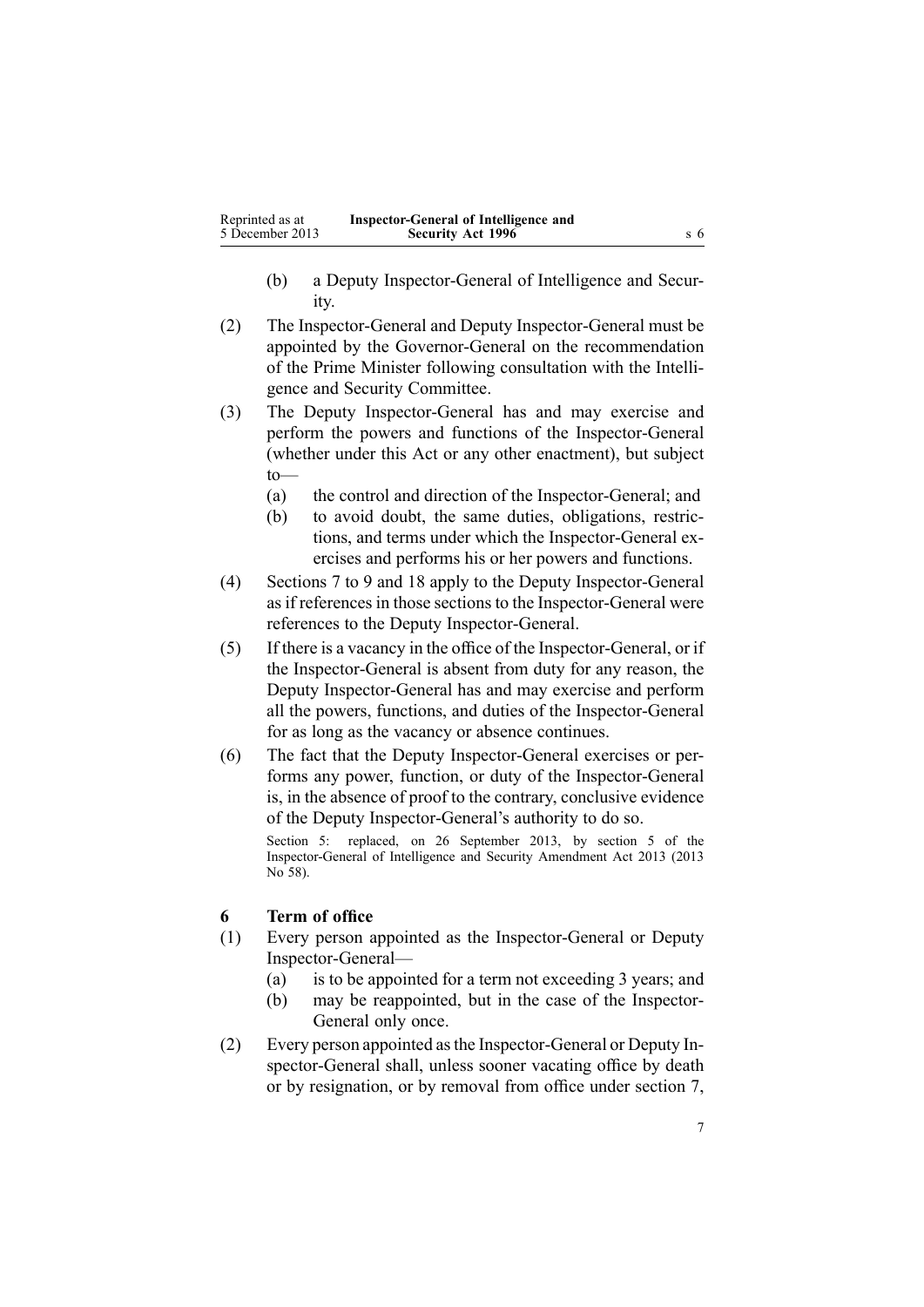(b) a Deputy Inspector-General of Intelligence and Security.

(2) The Inspector-General and Deputy Inspector-General must be appointed by the Governor-General on the recommendation of the Prime Minister following consultation with the Intelligence and Security Committee.

(3) The Deputy Inspector-General has and may exercise and perform the powers and functions of the Inspector-General (whether under this Act or any other enactment), but subject to—

(a) the control and direction of the Inspector-General; and

(b) to avoid doubt, the same duties, obligations, restrictions, and terms under which the Inspector-General exercises and performs his or her powers and functions.

(4) Sections 7 to 9 and 18 apply to the Deputy Inspector-General as if references in those sections to the Inspector-General were references to the Deputy Inspector-General.

(5) If there is a vacancy in the office of the Inspector-General, or if the Inspector-General is absent from duty for any reason, the Deputy Inspector-General has and may exercise and perform all the powers, functions, and duties of the Inspector-General for as long as the vacancy or absence continues.

(6) The fact that the Deputy Inspector-General exercises or performs any power, function, or duty of the Inspector-General is, in the absence of proof to the contrary, conclusive evidence of the Deputy Inspector-General's authority to do so.

Section 5: replaced, on 26 September 2013, by section 5 of the Inspector-General of Intelligence and Security Amendment Act 2013 (2013 No 58).

## 6 Term of office

(1) Every person appointed as the Inspector-General or Deputy Inspector-General—

(a) is to be appointed for a term not exceeding 3 years; and

(b) may be reappointed, but in the case of the Inspector-General only once.

(2) Every person appointed as the Inspector-General or Deputy Inspector-General shall, unless sooner vacating office by death or by resignation, or by removal from office under section 7,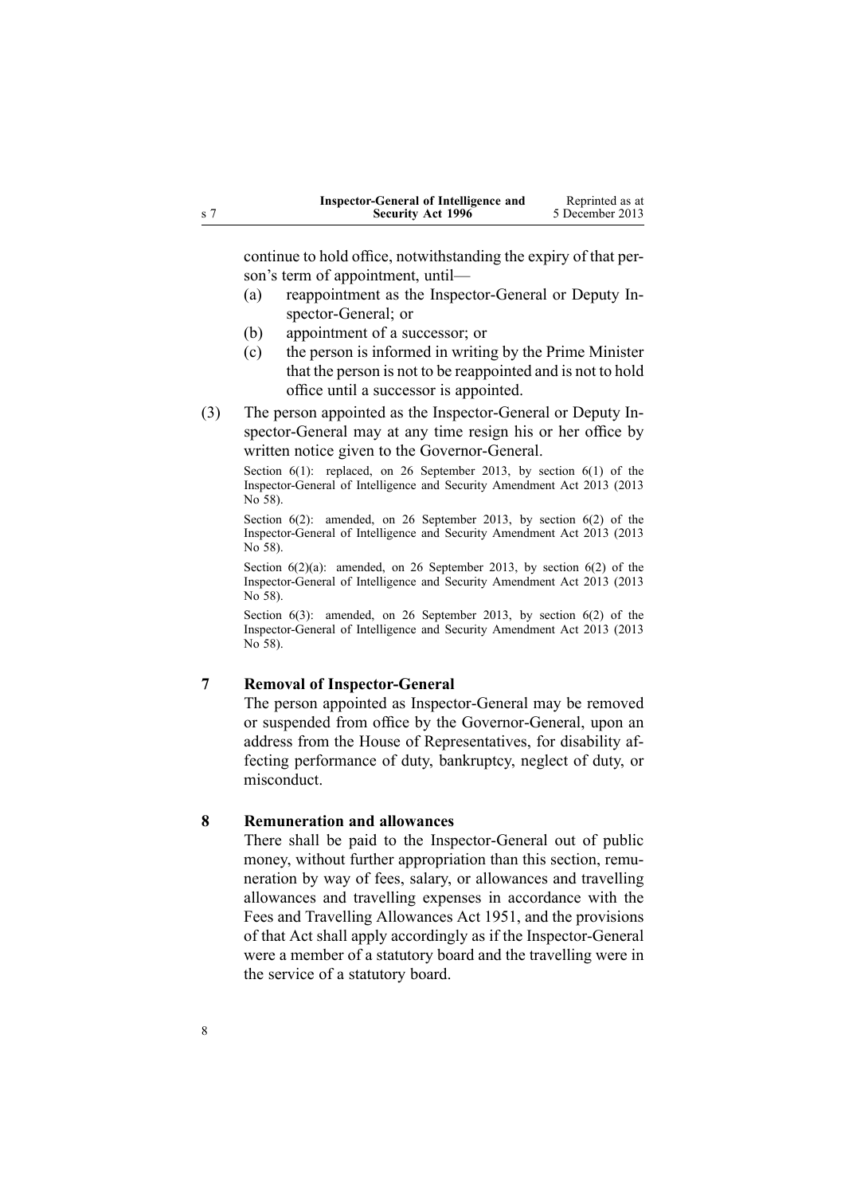continue to hold office, notwithstanding the expiry of that person's term of appointment, until—

(a) reappointment as the Inspector-General or Deputy Inspector-General; or

(b) appointment of a successor; or

(c) the person is informed in writing by the Prime Minister that the person is not to be reappointed and is not to hold office until a successor is appointed.

(3) The person appointed as the Inspector-General or Deputy Inspector-General may at any time resign his or her office by written notice given to the Governor-General.

Section 6(1): replaced, on 26 September 2013, by section 6(1) of the Inspector-General of Intelligence and Security Amendment Act 2013 (2013 No 58).

Section 6(2): amended, on 26 September 2013, by section 6(2) of the Inspector-General of Intelligence and Security Amendment Act 2013 (2013 No 58).

Section 6(2)(a): amended, on 26 September 2013, by section 6(2) of the Inspector-General of Intelligence and Security Amendment Act 2013 (2013 No 58).

Section 6(3): amended, on 26 September 2013, by section 6(2) of the Inspector-General of Intelligence and Security Amendment Act 2013 (2013 No 58).

### 7 Removal of Inspector-General

The person appointed as Inspector-General may be removed or suspended from office by the Governor-General, upon an address from the House of Representatives, for disability affecting performance of duty, bankruptcy, neglect of duty, or misconduct.

### 8 Remuneration and allowances

There shall be paid to the Inspector-General out of public money, without further appropriation than this section, remuneration by way of fees, salary, or allowances and travelling allowances and travelling expenses in accordance with the Fees and Travelling Allowances Act 1951, and the provisions of that Act shall apply accordingly as if the Inspector-General were a member of a statutory board and the travelling were in the service of a statutory board.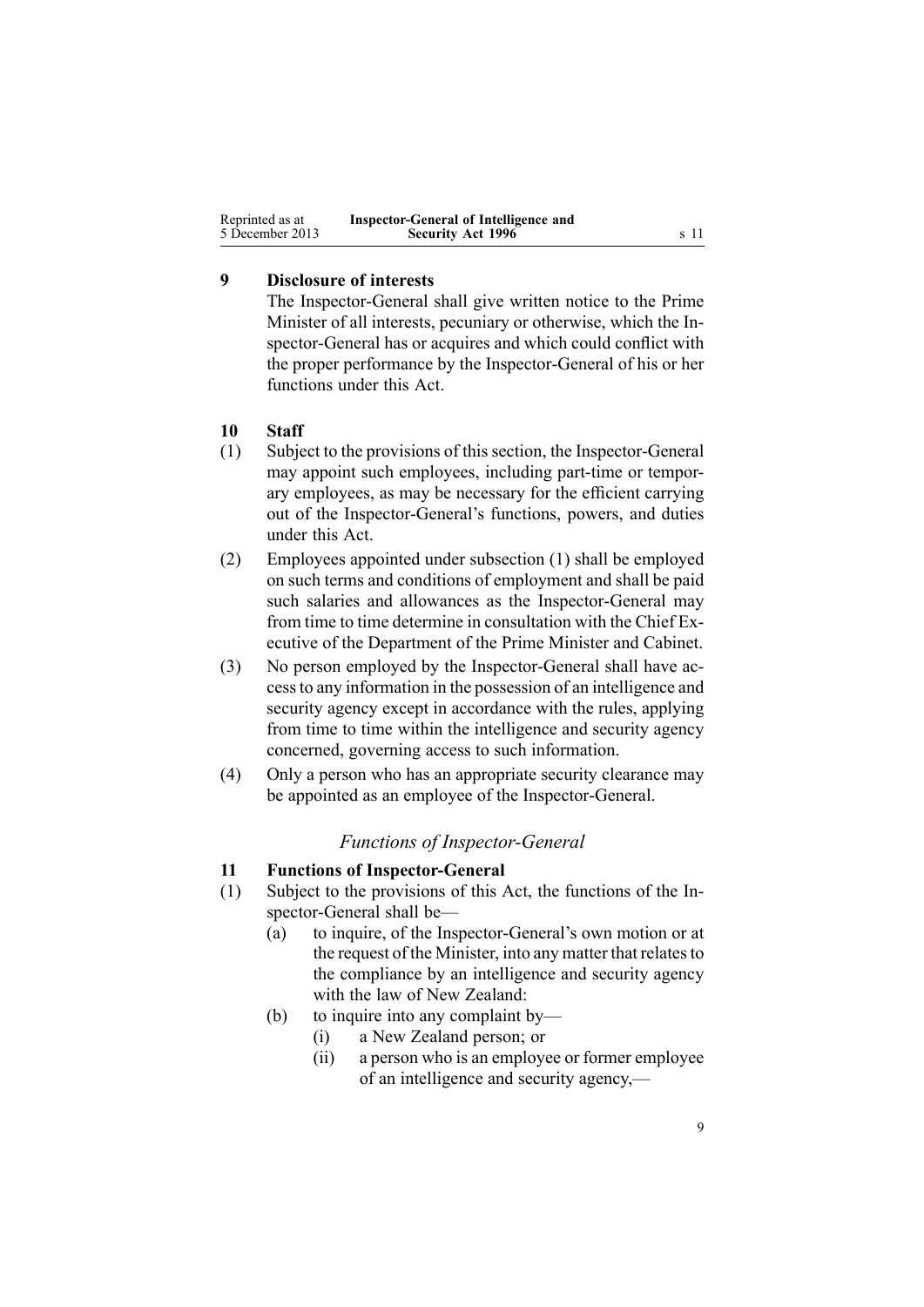### 9 Disclosure of interests

The Inspector-General shall give written notice to the Prime Minister of all interests, pecuniary or otherwise, which the Inspector-General has or acquires and which could conflict with the proper performance by the Inspector-General of his or her functions under this Act.

### 10 Staff

(1) Subject to the provisions of this section, the Inspector-General may appoint such employees, including part-time or temporary employees, as may be necessary for the efficient carrying out of the Inspector-General's functions, powers, and duties under this Act.

(2) Employees appointed under subsection (1) shall be employed on such terms and conditions of employment and shall be paid such salaries and allowances as the Inspector-General may from time to time determine in consultation with the Chief Executive of the Department of the Prime Minister and Cabinet.

(3) No person employed by the Inspector-General shall have access to any information in the possession of an intelligence and security agency except in accordance with the rules, applying from time to time within the intelligence and security agency concerned, governing access to such information.

(4) Only a person who has an appropriate security clearance may be appointed as an employee of the Inspector-General.

## *Functions of Inspector-General*

### 11 Functions of Inspector-General

(1) Subject to the provisions of this Act, the functions of the Inspector-General shall be—

- (a) to inquire, of the Inspector-General's own motion or at the request of the Minister, into any matter that relates to the compliance by an intelligence and security agency with the law of New Zealand:
- (b) to inquire into any complaint by—
  - (i) a New Zealand person; or
  - (ii) a person who is an employee or former employee of an intelligence and security agency,—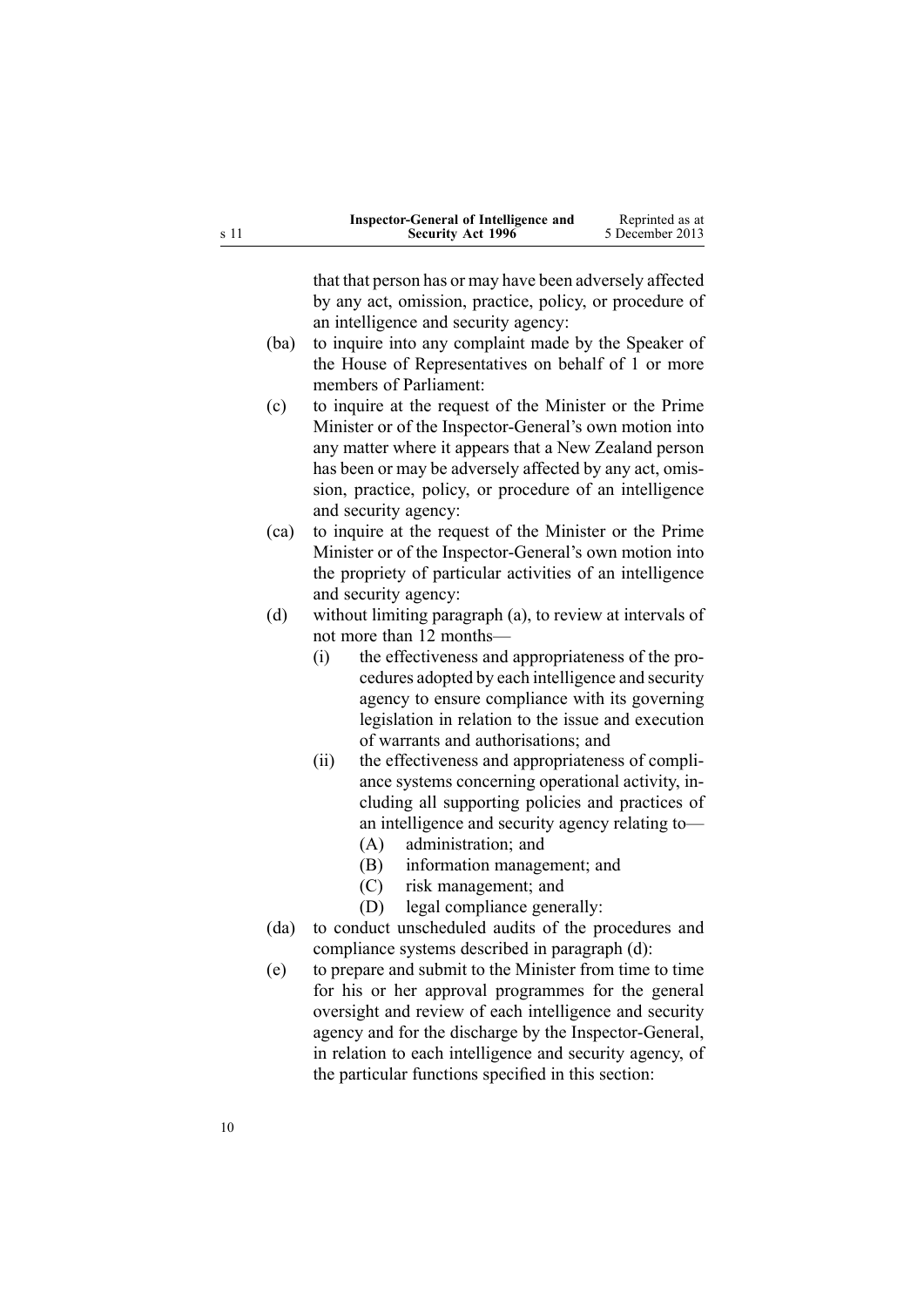that that person has or may have been adversely affected by any act, omission, practice, policy, or procedure of an intelligence and security agency:

(ba) to inquire into any complaint made by the Speaker of the House of Representatives on behalf of 1 or more members of Parliament:

(c) to inquire at the request of the Minister or the Prime Minister or of the Inspector-General's own motion into any matter where it appears that a New Zealand person has been or may be adversely affected by any act, omission, practice, policy, or procedure of an intelligence and security agency:

(ca) to inquire at the request of the Minister or the Prime Minister or of the Inspector-General's own motion into the propriety of particular activities of an intelligence and security agency:

(d) without limiting paragraph (a), to review at intervals of not more than 12 months—

- (i) the effectiveness and appropriateness of the procedures adopted by each intelligence and security agency to ensure compliance with its governing legislation in relation to the issue and execution of warrants and authorisations; and
- (ii) the effectiveness and appropriateness of compliance systems concerning operational activity, including all supporting policies and practices of an intelligence and security agency relating to—
  - (A) administration; and
  - (B) information management; and
  - (C) risk management; and
  - (D) legal compliance generally:

(da) to conduct unscheduled audits of the procedures and compliance systems described in paragraph (d):

(e) to prepare and submit to the Minister from time to time for his or her approval programmes for the general oversight and review of each intelligence and security agency and for the discharge by the Inspector-General, in relation to each intelligence and security agency, of the particular functions specified in this section: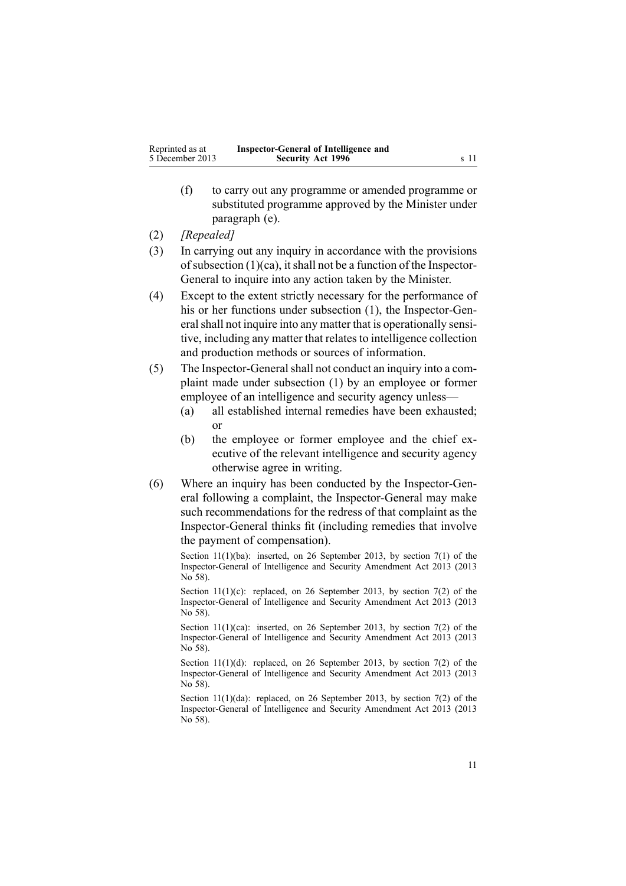(f) to carry out any programme or amended programme or substituted programme approved by the Minister under paragraph (e).

(2) *[Repealed]*

(3) In carrying out any inquiry in accordance with the provisions of subsection (1)(ca), it shall not be a function of the Inspector-General to inquire into any action taken by the Minister.

(4) Except to the extent strictly necessary for the performance of his or her functions under subsection (1), the Inspector-General shall not inquire into any matter that is operationally sensitive, including any matter that relates to intelligence collection and production methods or sources of information.

(5) The Inspector-General shall not conduct an inquiry into a complaint made under subsection (1) by an employee or former employee of an intelligence and security agency unless—

- (a) all established internal remedies have been exhausted; or
- (b) the employee or former employee and the chief executive of the relevant intelligence and security agency otherwise agree in writing.

(6) Where an inquiry has been conducted by the Inspector-General following a complaint, the Inspector-General may make such recommendations for the redress of that complaint as the Inspector-General thinks fit (including remedies that involve the payment of compensation).

Section 11(1)(ba): inserted, on 26 September 2013, by section 7(1) of the Inspector-General of Intelligence and Security Amendment Act 2013 (2013 No 58).

Section 11(1)(c): replaced, on 26 September 2013, by section 7(2) of the Inspector-General of Intelligence and Security Amendment Act 2013 (2013 No 58).

Section 11(1)(ca): inserted, on 26 September 2013, by section 7(2) of the Inspector-General of Intelligence and Security Amendment Act 2013 (2013 No 58).

Section 11(1)(d): replaced, on 26 September 2013, by section 7(2) of the Inspector-General of Intelligence and Security Amendment Act 2013 (2013 No 58).

Section 11(1)(da): replaced, on 26 September 2013, by section 7(2) of the Inspector-General of Intelligence and Security Amendment Act 2013 (2013 No 58).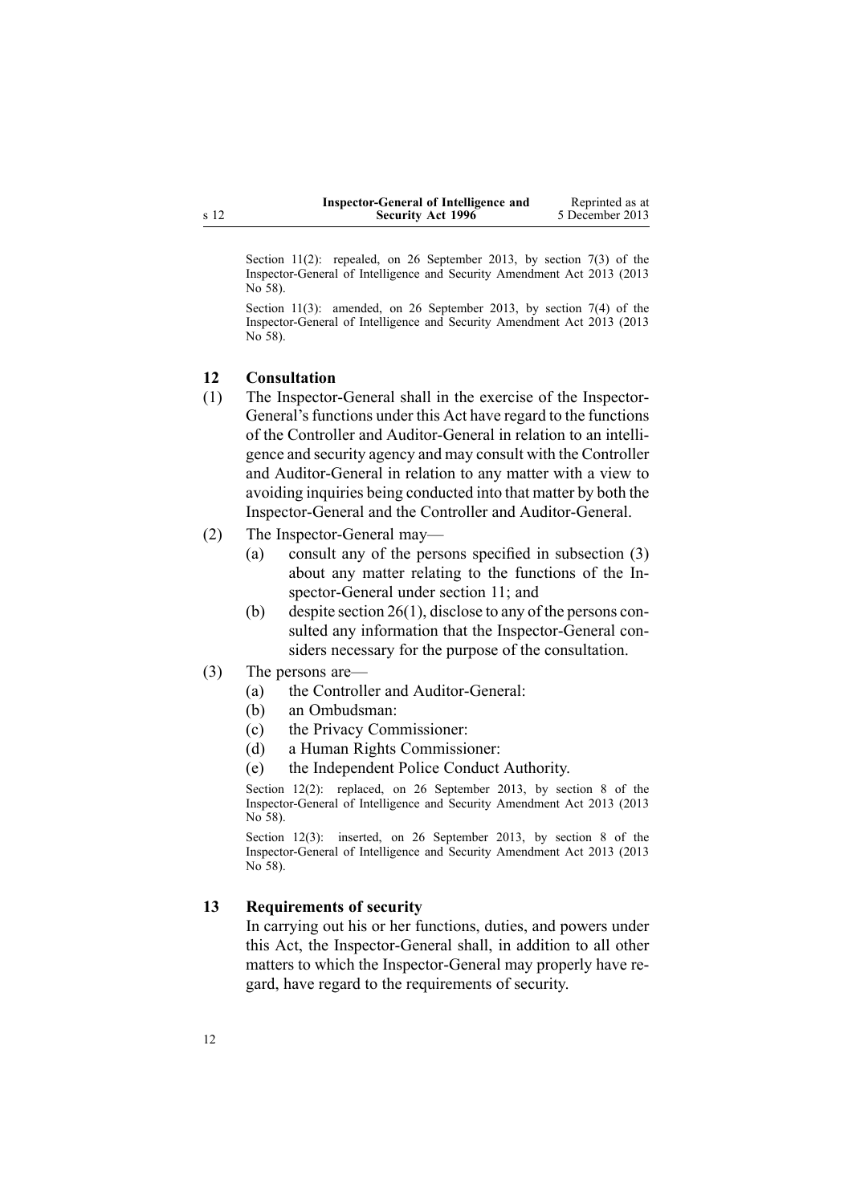Section 11(2): repealed, on 26 September 2013, by section 7(3) of the Inspector-General of Intelligence and Security Amendment Act 2013 (2013 No 58).

Section 11(3): amended, on 26 September 2013, by section 7(4) of the Inspector-General of Intelligence and Security Amendment Act 2013 (2013 No 58).

### 12 Consultation

(1) The Inspector-General shall in the exercise of the Inspector-General's functions under this Act have regard to the functions of the Controller and Auditor-General in relation to an intelligence and security agency and may consult with the Controller and Auditor-General in relation to any matter with a view to avoiding inquiries being conducted into that matter by both the Inspector-General and the Controller and Auditor-General.

(2) The Inspector-General may—

- (a) consult any of the persons specified in subsection (3) about any matter relating to the functions of the Inspector-General under section 11; and
- (b) despite section 26(1), disclose to any of the persons consulted any information that the Inspector-General considers necessary for the purpose of the consultation.

(3) The persons are—

- (a) the Controller and Auditor-General:
- (b) an Ombudsman:
- (c) the Privacy Commissioner:
- (d) a Human Rights Commissioner:
- (e) the Independent Police Conduct Authority.

Section 12(2): replaced, on 26 September 2013, by section 8 of the Inspector-General of Intelligence and Security Amendment Act 2013 (2013 No 58).

Section 12(3): inserted, on 26 September 2013, by section 8 of the Inspector-General of Intelligence and Security Amendment Act 2013 (2013 No 58).

### 13 Requirements of security

In carrying out his or her functions, duties, and powers under this Act, the Inspector-General shall, in addition to all other matters to which the Inspector-General may properly have regard, have regard to the requirements of security.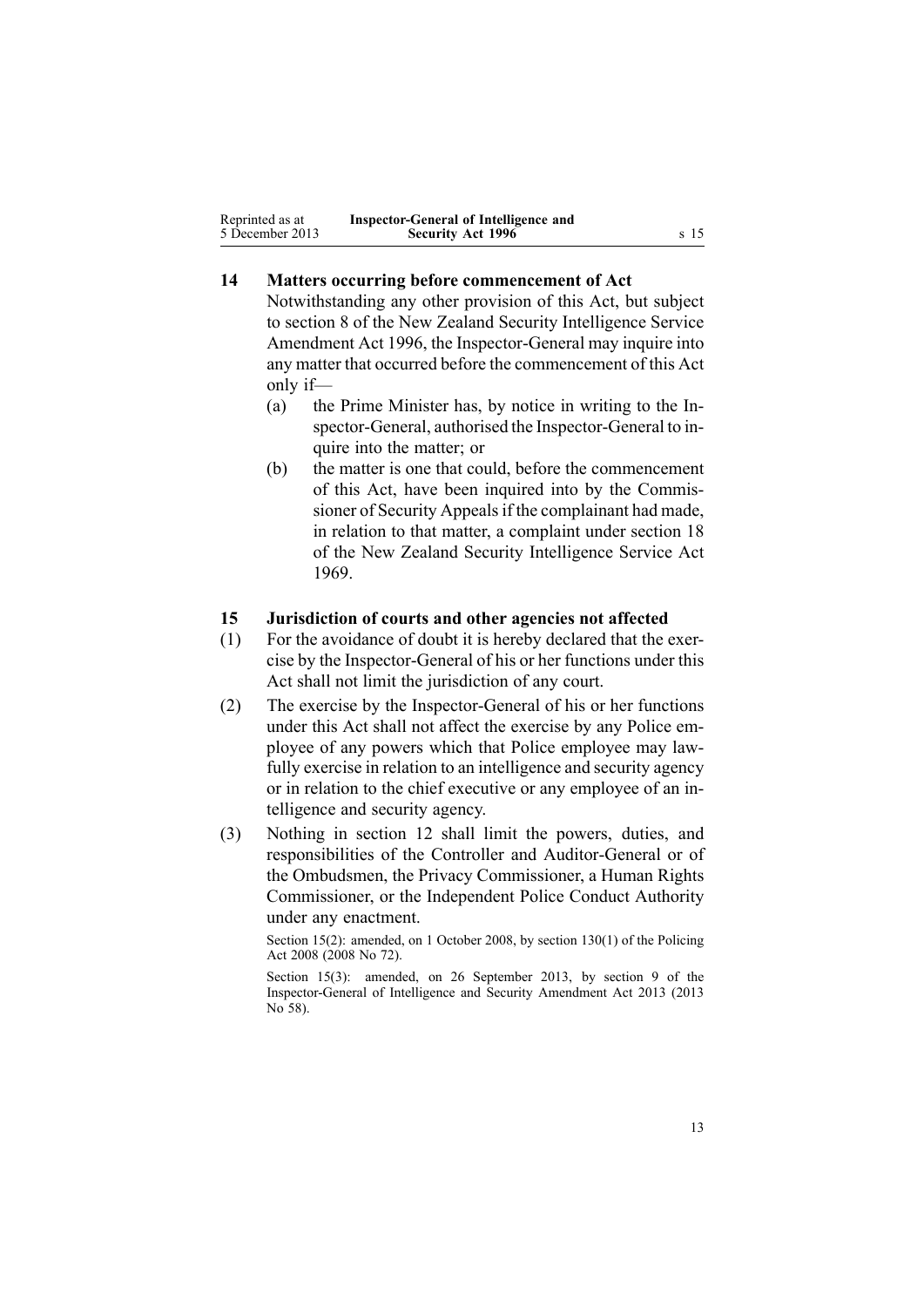## 14 Matters occurring before commencement of Act

Notwithstanding any other provision of this Act, but subject to section 8 of the New Zealand Security Intelligence Service Amendment Act 1996, the Inspector-General may inquire into any matter that occurred before the commencement of this Act only if—

- (a) the Prime Minister has, by notice in writing to the Inspector-General, authorised the Inspector-General to inquire into the matter; or
- (b) the matter is one that could, before the commencement of this Act, have been inquired into by the Commissioner of Security Appeals if the complainant had made, in relation to that matter, a complaint under section 18 of the New Zealand Security Intelligence Service Act 1969.

## 15 Jurisdiction of courts and other agencies not affected

(1) For the avoidance of doubt it is hereby declared that the exercise by the Inspector-General of his or her functions under this Act shall not limit the jurisdiction of any court.

(2) The exercise by the Inspector-General of his or her functions under this Act shall not affect the exercise by any Police employee of any powers which that Police employee may lawfully exercise in relation to an intelligence and security agency or in relation to the chief executive or any employee of an intelligence and security agency.

(3) Nothing in section 12 shall limit the powers, duties, and responsibilities of the Controller and Auditor-General or of the Ombudsmen, the Privacy Commissioner, a Human Rights Commissioner, or the Independent Police Conduct Authority under any enactment.

Section 15(2): amended, on 1 October 2008, by section 130(1) of the Policing Act 2008 (2008 No 72).

Section 15(3): amended, on 26 September 2013, by section 9 of the Inspector-General of Intelligence and Security Amendment Act 2013 (2013 No 58).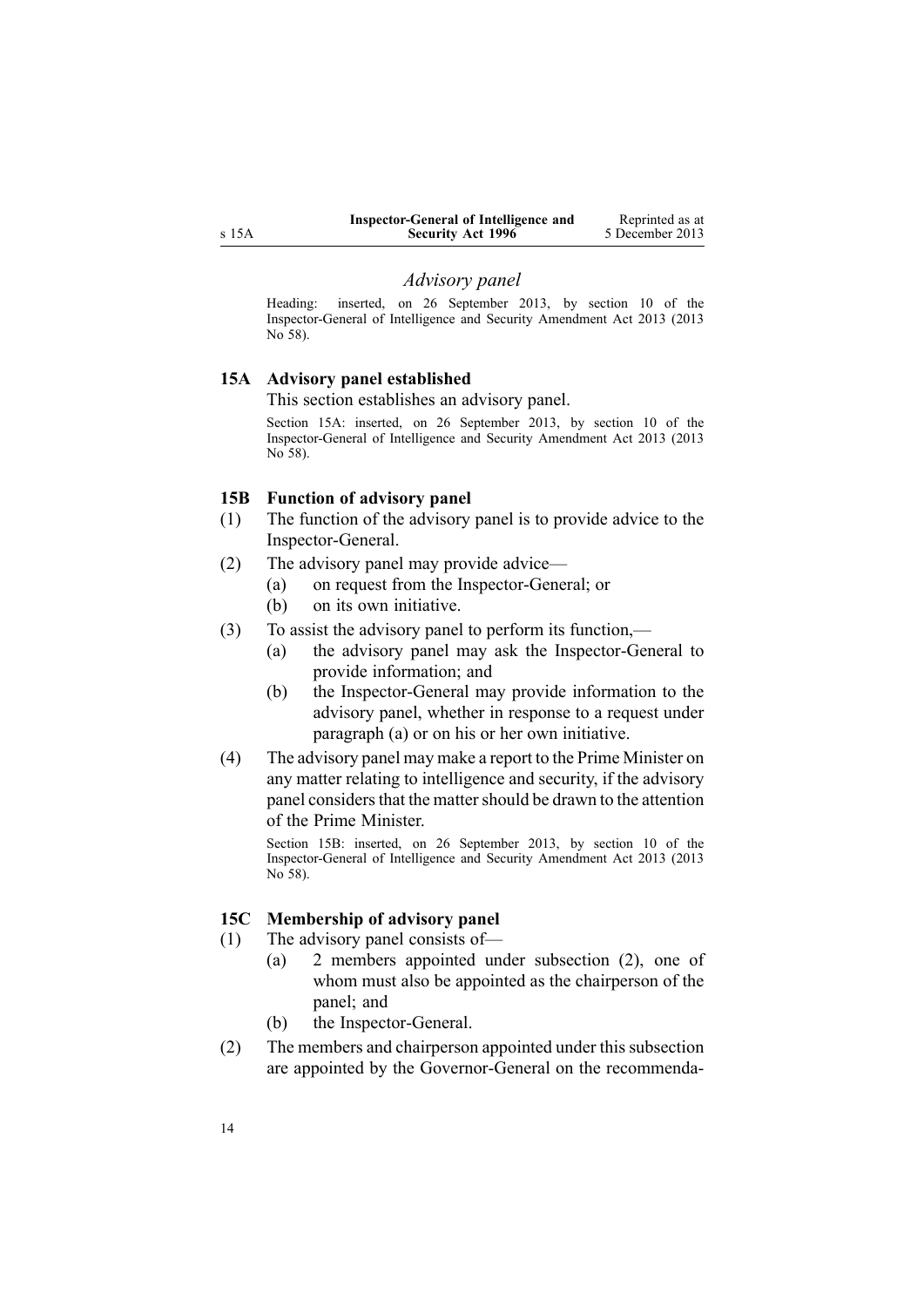### *Advisory panel*

Heading: inserted, on 26 September 2013, by section 10 of the Inspector-General of Intelligence and Security Amendment Act 2013 (2013 No 58).

### 15A Advisory panel established

This section establishes an advisory panel.

Section 15A: inserted, on 26 September 2013, by section 10 of the Inspector-General of Intelligence and Security Amendment Act 2013 (2013 No 58).

### 15B Function of advisory panel

(1) The function of the advisory panel is to provide advice to the Inspector-General.

(2) The advisory panel may provide advice—

(a) on request from the Inspector-General; or

(b) on its own initiative.

(3) To assist the advisory panel to perform its function,—

(a) the advisory panel may ask the Inspector-General to provide information; and

(b) the Inspector-General may provide information to the advisory panel, whether in response to a request under paragraph (a) or on his or her own initiative.

(4) The advisory panel may make a report to the Prime Minister on any matter relating to intelligence and security, if the advisory panel considers that the matter should be drawn to the attention of the Prime Minister.

Section 15B: inserted, on 26 September 2013, by section 10 of the Inspector-General of Intelligence and Security Amendment Act 2013 (2013 No 58).

### 15C Membership of advisory panel

(1) The advisory panel consists of—

(a) 2 members appointed under subsection (2), one of whom must also be appointed as the chairperson of the panel; and

(b) the Inspector-General.

(2) The members and chairperson appointed under this subsection are appointed by the Governor-General on the recommenda-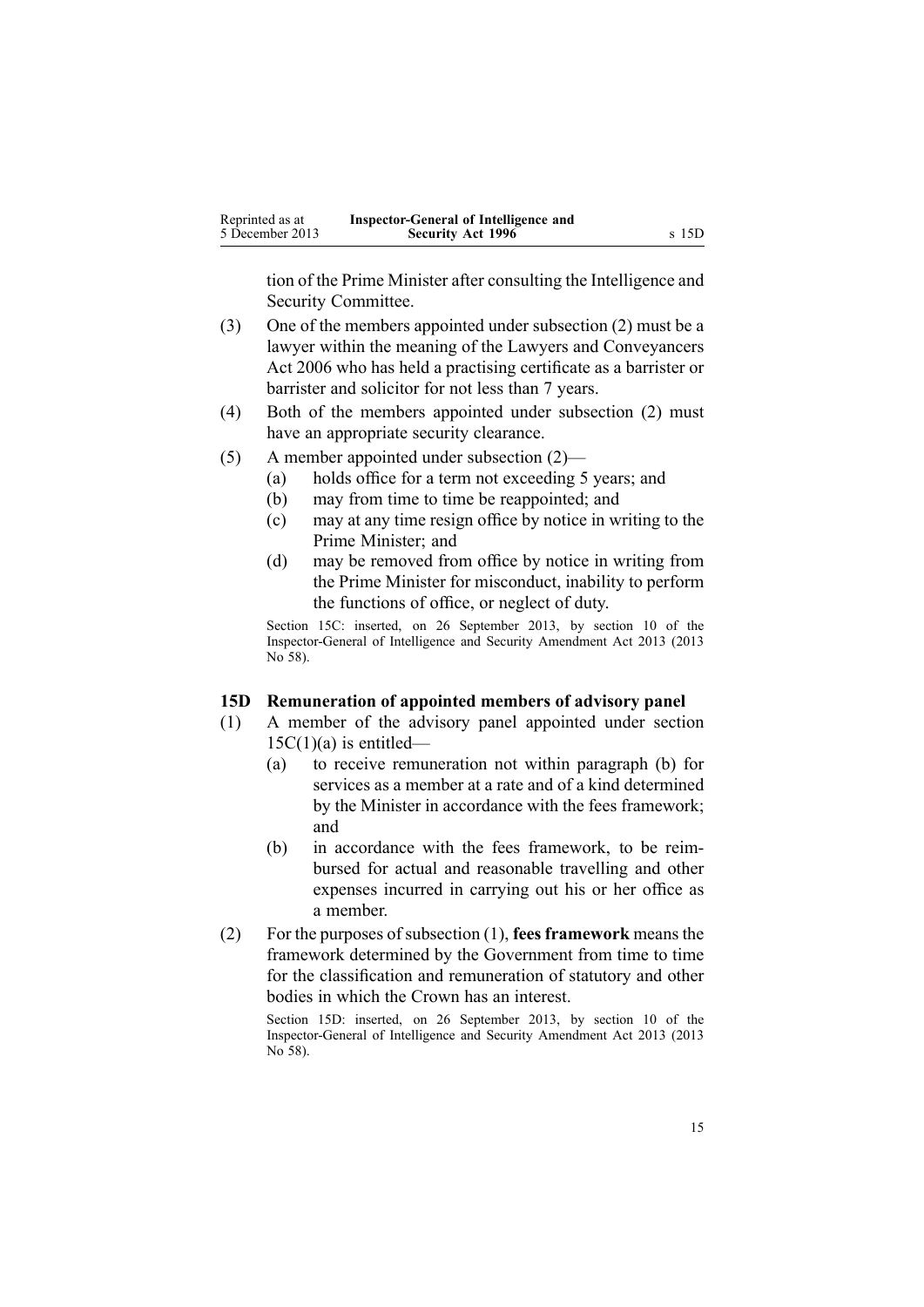tion of the Prime Minister after consulting the Intelligence and Security Committee.

(3) One of the members appointed under subsection (2) must be a lawyer within the meaning of the Lawyers and Conveyancers Act 2006 who has held a practising certificate as a barrister or barrister and solicitor for not less than 7 years.

(4) Both of the members appointed under subsection (2) must have an appropriate security clearance.

(5) A member appointed under subsection (2)—

- (a) holds office for a term not exceeding 5 years; and
- (b) may from time to time be reappointed; and
- (c) may at any time resign office by notice in writing to the Prime Minister; and
- (d) may be removed from office by notice in writing from the Prime Minister for misconduct, inability to perform the functions of office, or neglect of duty.

Section 15C: inserted, on 26 September 2013, by section 10 of the Inspector-General of Intelligence and Security Amendment Act 2013 (2013 No 58).

### 15D Remuneration of appointed members of advisory panel

(1) A member of the advisory panel appointed under section 15C(1)(a) is entitled—

- (a) to receive remuneration not within paragraph (b) for services as a member at a rate and of a kind determined by the Minister in accordance with the fees framework; and
- (b) in accordance with the fees framework, to be reimbursed for actual and reasonable travelling and other expenses incurred in carrying out his or her office as a member.

(2) For the purposes of subsection (1), **fees framework** means the framework determined by the Government from time to time for the classification and remuneration of statutory and other bodies in which the Crown has an interest.

Section 15D: inserted, on 26 September 2013, by section 10 of the Inspector-General of Intelligence and Security Amendment Act 2013 (2013 No 58).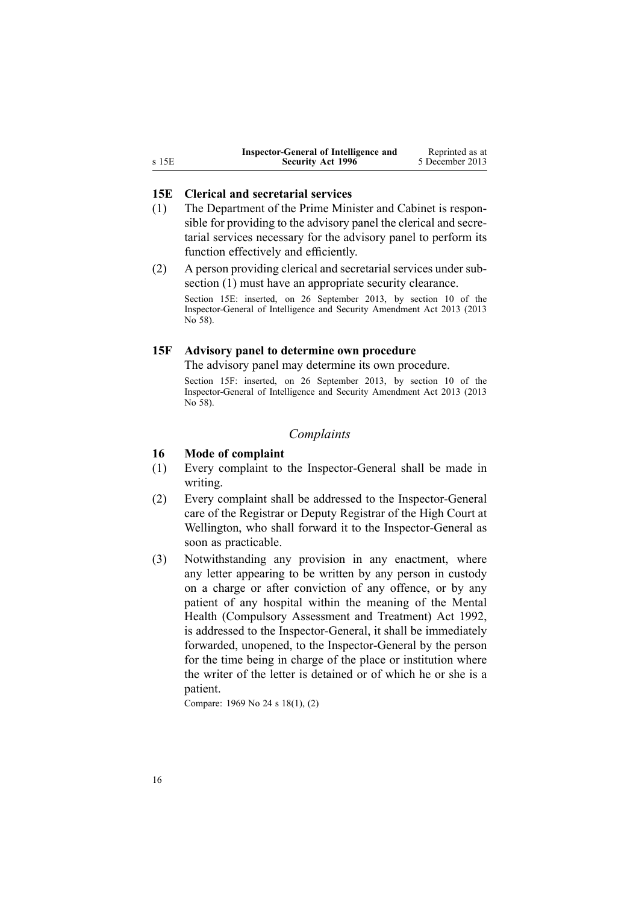### 15E Clerical and secretarial services

(1) The Department of the Prime Minister and Cabinet is responsible for providing to the advisory panel the clerical and secretarial services necessary for the advisory panel to perform its function effectively and efficiently.

(2) A person providing clerical and secretarial services under subsection (1) must have an appropriate security clearance.

Section 15E: inserted, on 26 September 2013, by section 10 of the Inspector-General of Intelligence and Security Amendment Act 2013 (2013 No 58).

### 15F Advisory panel to determine own procedure

The advisory panel may determine its own procedure.

Section 15F: inserted, on 26 September 2013, by section 10 of the Inspector-General of Intelligence and Security Amendment Act 2013 (2013 No 58).

## *Complaints*

### 16 Mode of complaint

(1) Every complaint to the Inspector-General shall be made in writing.

(2) Every complaint shall be addressed to the Inspector-General care of the Registrar or Deputy Registrar of the High Court at Wellington, who shall forward it to the Inspector-General as soon as practicable.

(3) Notwithstanding any provision in any enactment, where any letter appearing to be written by any person in custody on a charge or after conviction of any offence, or by any patient of any hospital within the meaning of the Mental Health (Compulsory Assessment and Treatment) Act 1992, is addressed to the Inspector-General, it shall be immediately forwarded, unopened, to the Inspector-General by the person for the time being in charge of the place or institution where the writer of the letter is detained or of which he or she is a patient.

Compare: 1969 No 24 s 18(1), (2)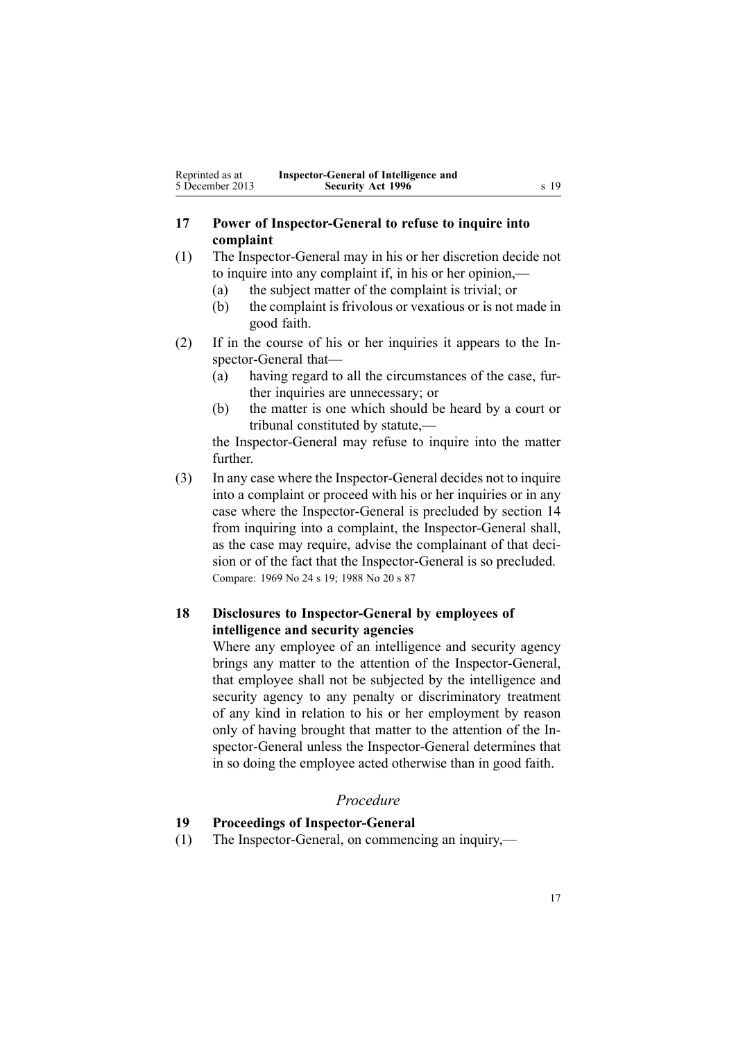## 17 Power of Inspector-General to refuse to inquire into complaint

(1) The Inspector-General may in his or her discretion decide not to inquire into any complaint if, in his or her opinion,—

  (a) the subject matter of the complaint is trivial; or

  (b) the complaint is frivolous or vexatious or is not made in good faith.

(2) If in the course of his or her inquiries it appears to the Inspector-General that—

  (a) having regard to all the circumstances of the case, further inquiries are unnecessary; or

  (b) the matter is one which should be heard by a court or tribunal constituted by statute,—

the Inspector-General may refuse to inquire into the matter further.

(3) In any case where the Inspector-General decides not to inquire into a complaint or proceed with his or her inquiries or in any case where the Inspector-General is precluded by section 14 from inquiring into a complaint, the Inspector-General shall, as the case may require, advise the complainant of that decision or of the fact that the Inspector-General is so precluded.

Compare: 1969 No 24 s 19; 1988 No 20 s 87

## 18 Disclosures to Inspector-General by employees of intelligence and security agencies

Where any employee of an intelligence and security agency brings any matter to the attention of the Inspector-General, that employee shall not be subjected by the intelligence and security agency to any penalty or discriminatory treatment of any kind in relation to his or her employment by reason only of having brought that matter to the attention of the Inspector-General unless the Inspector-General determines that in so doing the employee acted otherwise than in good faith.

### *Procedure*

## 19 Proceedings of Inspector-General

(1) The Inspector-General, on commencing an inquiry,—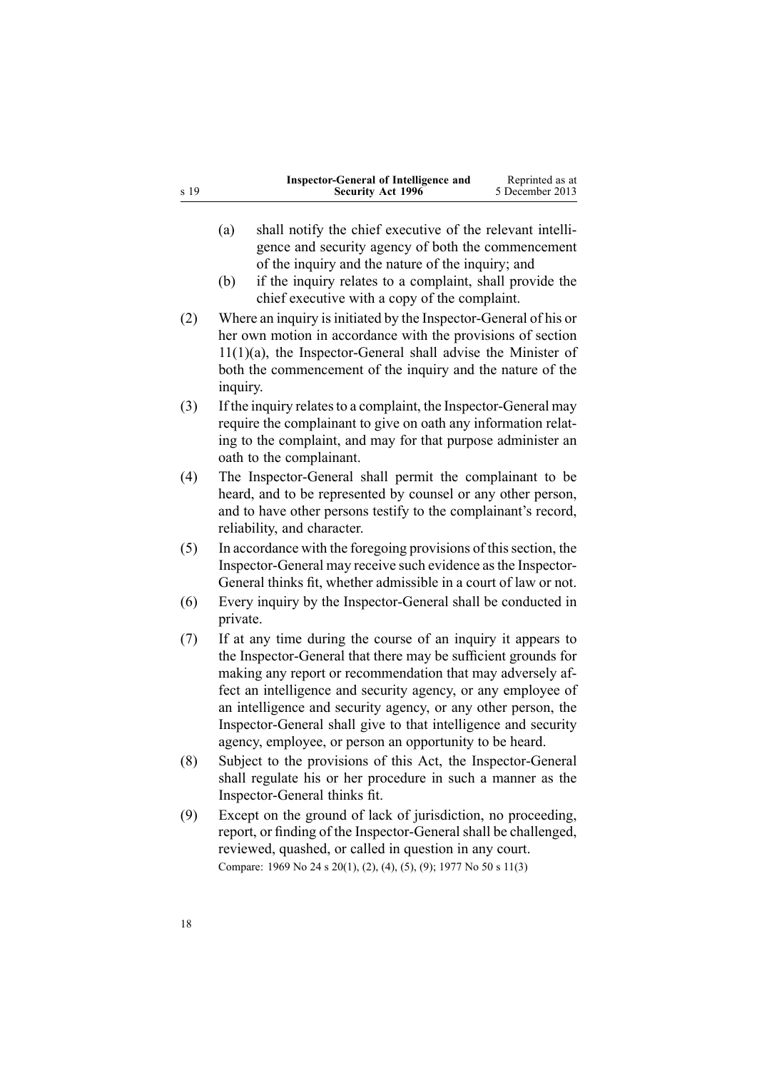(a) shall notify the chief executive of the relevant intelligence and security agency of both the commencement of the inquiry and the nature of the inquiry; and

(b) if the inquiry relates to a complaint, shall provide the chief executive with a copy of the complaint.

(2) Where an inquiry is initiated by the Inspector-General of his or her own motion in accordance with the provisions of section 11(1)(a), the Inspector-General shall advise the Minister of both the commencement of the inquiry and the nature of the inquiry.

(3) If the inquiry relates to a complaint, the Inspector-General may require the complainant to give on oath any information relating to the complaint, and may for that purpose administer an oath to the complainant.

(4) The Inspector-General shall permit the complainant to be heard, and to be represented by counsel or any other person, and to have other persons testify to the complainant's record, reliability, and character.

(5) In accordance with the foregoing provisions of this section, the Inspector-General may receive such evidence as the Inspector-General thinks fit, whether admissible in a court of law or not.

(6) Every inquiry by the Inspector-General shall be conducted in private.

(7) If at any time during the course of an inquiry it appears to the Inspector-General that there may be sufficient grounds for making any report or recommendation that may adversely affect an intelligence and security agency, or any employee of an intelligence and security agency, or any other person, the Inspector-General shall give to that intelligence and security agency, employee, or person an opportunity to be heard.

(8) Subject to the provisions of this Act, the Inspector-General shall regulate his or her procedure in such a manner as the Inspector-General thinks fit.

(9) Except on the ground of lack of jurisdiction, no proceeding, report, or finding of the Inspector-General shall be challenged, reviewed, quashed, or called in question in any court.

Compare: 1969 No 24 s 20(1), (2), (4), (5), (9); 1977 No 50 s 11(3)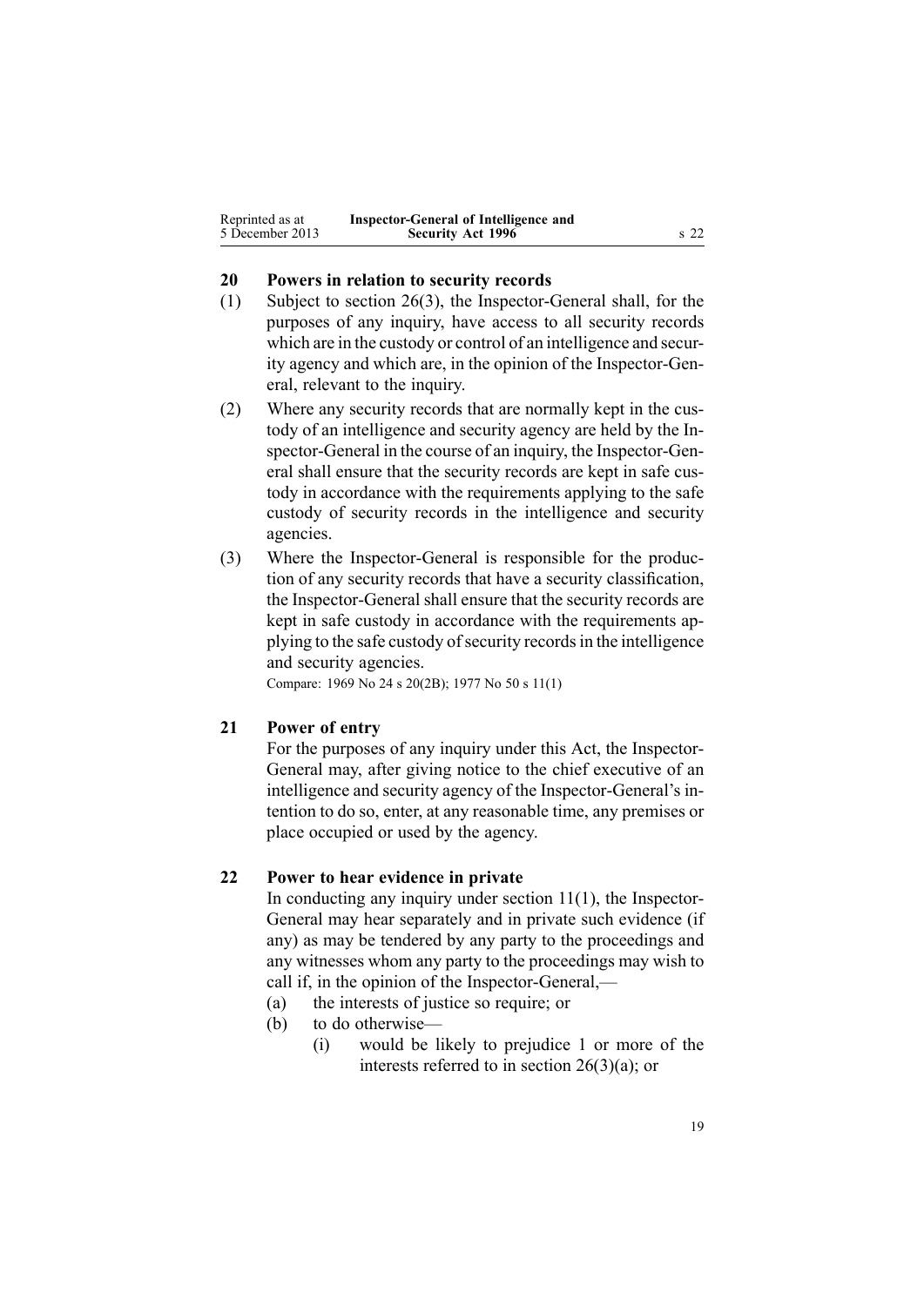## 20 Powers in relation to security records

(1) Subject to section 26(3), the Inspector-General shall, for the purposes of any inquiry, have access to all security records which are in the custody or control of an intelligence and security agency and which are, in the opinion of the Inspector-General, relevant to the inquiry.

(2) Where any security records that are normally kept in the custody of an intelligence and security agency are held by the Inspector-General in the course of an inquiry, the Inspector-General shall ensure that the security records are kept in safe custody in accordance with the requirements applying to the safe custody of security records in the intelligence and security agencies.

(3) Where the Inspector-General is responsible for the production of any security records that have a security classification, the Inspector-General shall ensure that the security records are kept in safe custody in accordance with the requirements applying to the safe custody of security records in the intelligence and security agencies.

Compare: 1969 No 24 s 20(2B); 1977 No 50 s 11(1)

## 21 Power of entry

For the purposes of any inquiry under this Act, the Inspector-General may, after giving notice to the chief executive of an intelligence and security agency of the Inspector-General's intention to do so, enter, at any reasonable time, any premises or place occupied or used by the agency.

## 22 Power to hear evidence in private

In conducting any inquiry under section 11(1), the Inspector-General may hear separately and in private such evidence (if any) as may be tendered by any party to the proceedings and any witnesses whom any party to the proceedings may wish to call if, in the opinion of the Inspector-General,—

(a) the interests of justice so require; or

(b) to do otherwise—

  (i) would be likely to prejudice 1 or more of the interests referred to in section 26(3)(a); or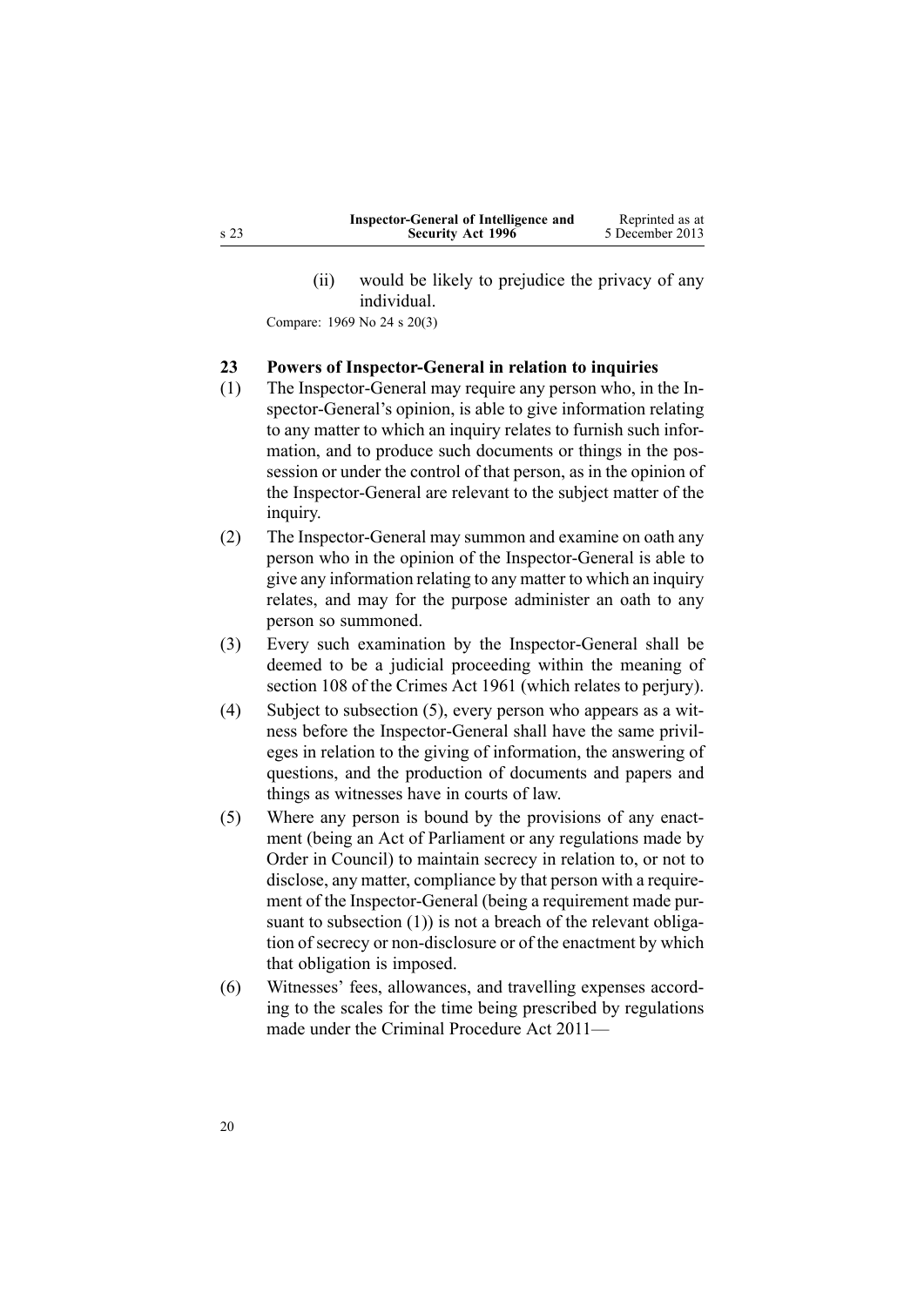(ii) would be likely to prejudice the privacy of any individual.

Compare: 1969 No 24 s 20(3)

### 23 Powers of Inspector-General in relation to inquiries

(1) The Inspector-General may require any person who, in the Inspector-General's opinion, is able to give information relating to any matter to which an inquiry relates to furnish such information, and to produce such documents or things in the possession or under the control of that person, as in the opinion of the Inspector-General are relevant to the subject matter of the inquiry.

(2) The Inspector-General may summon and examine on oath any person who in the opinion of the Inspector-General is able to give any information relating to any matter to which an inquiry relates, and may for the purpose administer an oath to any person so summoned.

(3) Every such examination by the Inspector-General shall be deemed to be a judicial proceeding within the meaning of section 108 of the Crimes Act 1961 (which relates to perjury).

(4) Subject to subsection (5), every person who appears as a witness before the Inspector-General shall have the same privileges in relation to the giving of information, the answering of questions, and the production of documents and papers and things as witnesses have in courts of law.

(5) Where any person is bound by the provisions of any enactment (being an Act of Parliament or any regulations made by Order in Council) to maintain secrecy in relation to, or not to disclose, any matter, compliance by that person with a requirement of the Inspector-General (being a requirement made pursuant to subsection (1)) is not a breach of the relevant obligation of secrecy or non-disclosure or of the enactment by which that obligation is imposed.

(6) Witnesses' fees, allowances, and travelling expenses according to the scales for the time being prescribed by regulations made under the Criminal Procedure Act 2011—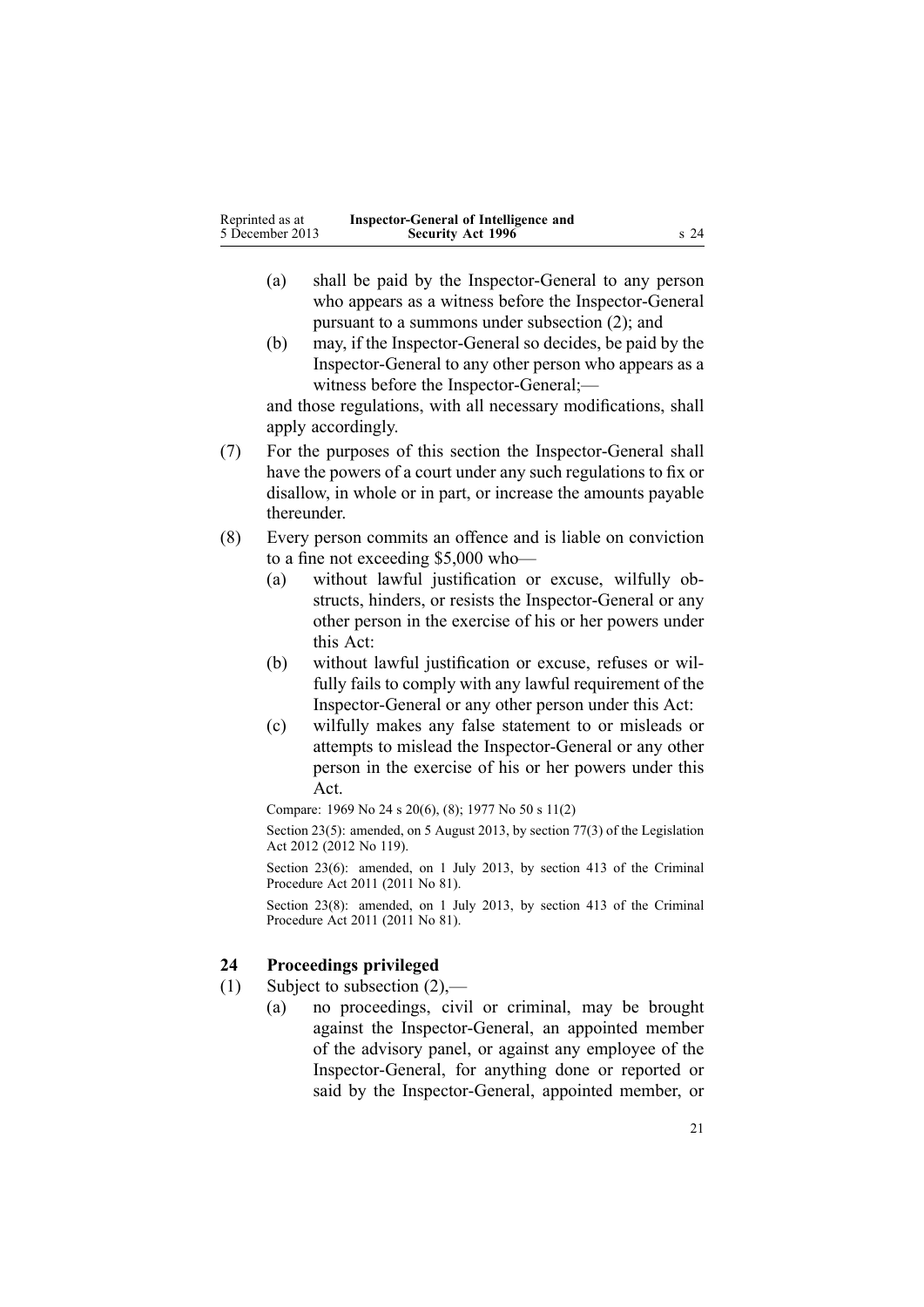(a) shall be paid by the Inspector-General to any person who appears as a witness before the Inspector-General pursuant to a summons under subsection (2); and

(b) may, if the Inspector-General so decides, be paid by the Inspector-General to any other person who appears as a witness before the Inspector-General;—

and those regulations, with all necessary modifications, shall apply accordingly.

(7) For the purposes of this section the Inspector-General shall have the powers of a court under any such regulations to fix or disallow, in whole or in part, or increase the amounts payable thereunder.

(8) Every person commits an offence and is liable on conviction to a fine not exceeding $5,000 who—

(a) without lawful justification or excuse, wilfully obstructs, hinders, or resists the Inspector-General or any other person in the exercise of his or her powers under this Act:

(b) without lawful justification or excuse, refuses or wilfully fails to comply with any lawful requirement of the Inspector-General or any other person under this Act:

(c) wilfully makes any false statement to or misleads or attempts to mislead the Inspector-General or any other person in the exercise of his or her powers under this Act.

Compare: 1969 No 24 s 20(6), (8); 1977 No 50 s 11(2)

Section 23(5): amended, on 5 August 2013, by section 77(3) of the Legislation Act 2012 (2012 No 119).

Section 23(6): amended, on 1 July 2013, by section 413 of the Criminal Procedure Act 2011 (2011 No 81).

Section 23(8): amended, on 1 July 2013, by section 413 of the Criminal Procedure Act 2011 (2011 No 81).

### 24 Proceedings privileged

(1) Subject to subsection (2),—

(a) no proceedings, civil or criminal, may be brought against the Inspector-General, an appointed member of the advisory panel, or against any employee of the Inspector-General, for anything done or reported or said by the Inspector-General, appointed member, or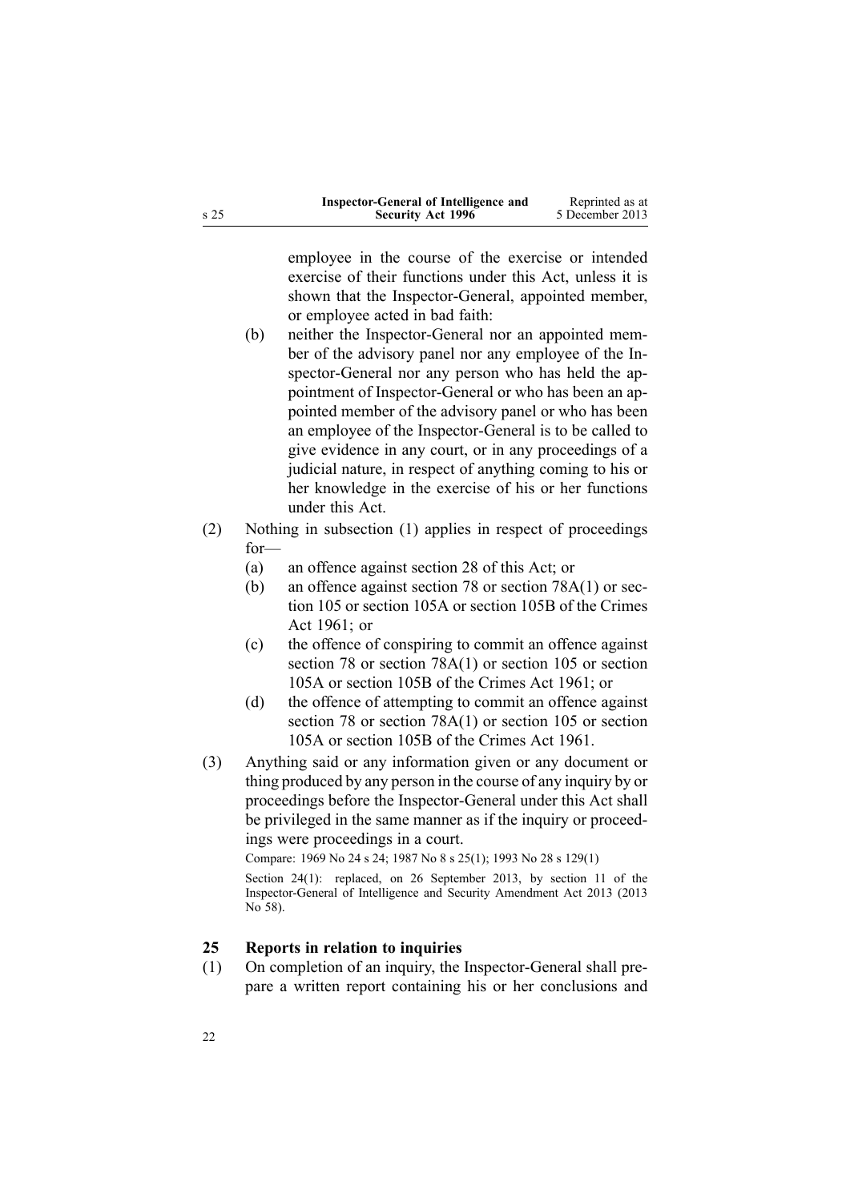employee in the course of the exercise or intended exercise of their functions under this Act, unless it is shown that the Inspector-General, appointed member, or employee acted in bad faith:

(b) neither the Inspector-General nor an appointed member of the advisory panel nor any employee of the Inspector-General nor any person who has held the appointment of Inspector-General or who has been an appointed member of the advisory panel or who has been an employee of the Inspector-General is to be called to give evidence in any court, or in any proceedings of a judicial nature, in respect of anything coming to his or her knowledge in the exercise of his or her functions under this Act.

(2) Nothing in subsection (1) applies in respect of proceedings for—

(a) an offence against section 28 of this Act; or

(b) an offence against section 78 or section 78A(1) or section 105 or section 105A or section 105B of the Crimes Act 1961; or

(c) the offence of conspiring to commit an offence against section 78 or section 78A(1) or section 105 or section 105A or section 105B of the Crimes Act 1961; or

(d) the offence of attempting to commit an offence against section 78 or section 78A(1) or section 105 or section 105A or section 105B of the Crimes Act 1961.

(3) Anything said or any information given or any document or thing produced by any person in the course of any inquiry by or proceedings before the Inspector-General under this Act shall be privileged in the same manner as if the inquiry or proceedings were proceedings in a court.

Compare: 1969 No 24 s 24; 1987 No 8 s 25(1); 1993 No 28 s 129(1)

Section 24(1): replaced, on 26 September 2013, by section 11 of the Inspector-General of Intelligence and Security Amendment Act 2013 (2013 No 58).

### 25 Reports in relation to inquiries

(1) On completion of an inquiry, the Inspector-General shall prepare a written report containing his or her conclusions and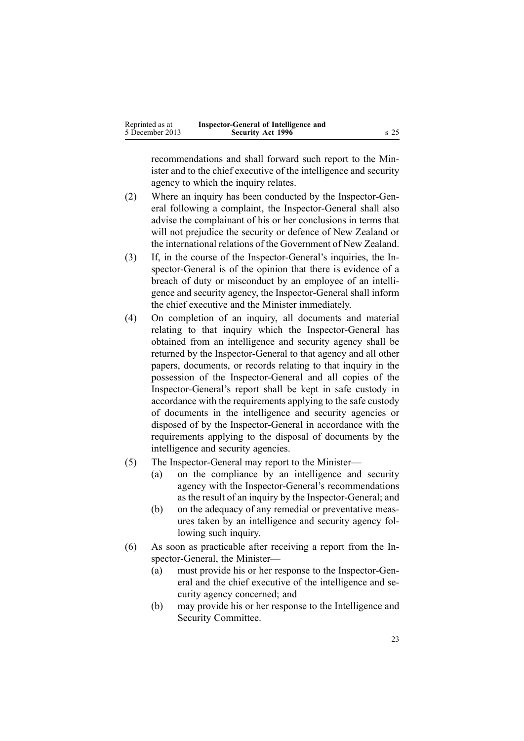recommendations and shall forward such report to the Minister and to the chief executive of the intelligence and security agency to which the inquiry relates.

(2) Where an inquiry has been conducted by the Inspector-General following a complaint, the Inspector-General shall also advise the complainant of his or her conclusions in terms that will not prejudice the security or defence of New Zealand or the international relations of the Government of New Zealand.

(3) If, in the course of the Inspector-General's inquiries, the Inspector-General is of the opinion that there is evidence of a breach of duty or misconduct by an employee of an intelligence and security agency, the Inspector-General shall inform the chief executive and the Minister immediately.

(4) On completion of an inquiry, all documents and material relating to that inquiry which the Inspector-General has obtained from an intelligence and security agency shall be returned by the Inspector-General to that agency and all other papers, documents, or records relating to that inquiry in the possession of the Inspector-General and all copies of the Inspector-General's report shall be kept in safe custody in accordance with the requirements applying to the safe custody of documents in the intelligence and security agencies or disposed of by the Inspector-General in accordance with the requirements applying to the disposal of documents by the intelligence and security agencies.

(5) The Inspector-General may report to the Minister—

- (a) on the compliance by an intelligence and security agency with the Inspector-General's recommendations as the result of an inquiry by the Inspector-General; and
- (b) on the adequacy of any remedial or preventative measures taken by an intelligence and security agency following such inquiry.

(6) As soon as practicable after receiving a report from the Inspector-General, the Minister—

- (a) must provide his or her response to the Inspector-General and the chief executive of the intelligence and security agency concerned; and
- (b) may provide his or her response to the Intelligence and Security Committee.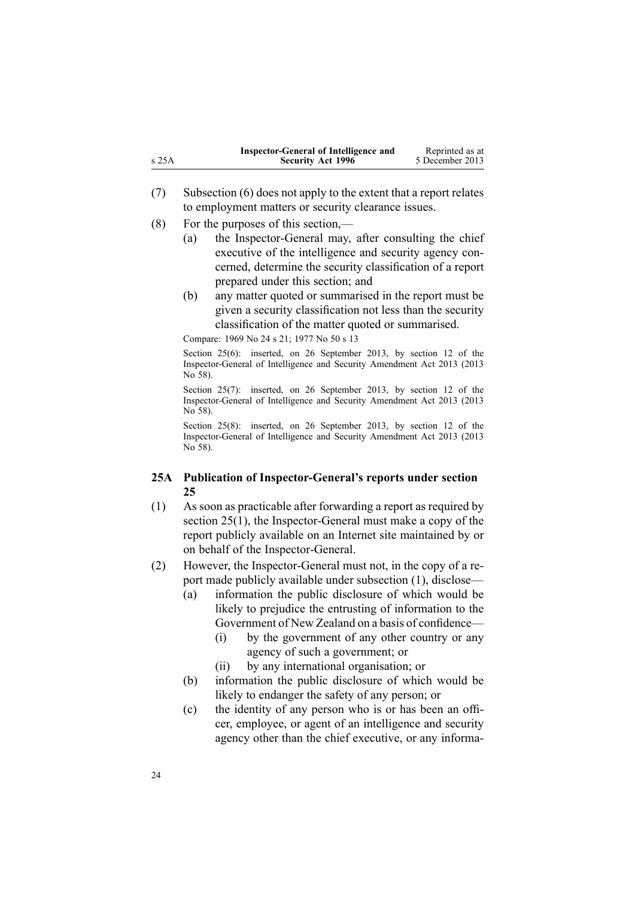(7) Subsection (6) does not apply to the extent that a report relates to employment matters or security clearance issues.

(8) For the purposes of this section,—

  (a) the Inspector-General may, after consulting the chief executive of the intelligence and security agency concerned, determine the security classification of a report prepared under this section; and

  (b) any matter quoted or summarised in the report must be given a security classification not less than the security classification of the matter quoted or summarised.

Compare: 1969 No 24 s 21; 1977 No 50 s 13

Section 25(6): inserted, on 26 September 2013, by section 12 of the Inspector-General of Intelligence and Security Amendment Act 2013 (2013 No 58).

Section 25(7): inserted, on 26 September 2013, by section 12 of the Inspector-General of Intelligence and Security Amendment Act 2013 (2013 No 58).

Section 25(8): inserted, on 26 September 2013, by section 12 of the Inspector-General of Intelligence and Security Amendment Act 2013 (2013 No 58).

### 25A Publication of Inspector-General's reports under section 25

(1) As soon as practicable after forwarding a report as required by section 25(1), the Inspector-General must make a copy of the report publicly available on an Internet site maintained by or on behalf of the Inspector-General.

(2) However, the Inspector-General must not, in the copy of a report made publicly available under subsection (1), disclose—

  (a) information the public disclosure of which would be likely to prejudice the entrusting of information to the Government of New Zealand on a basis of confidence—

    (i) by the government of any other country or any agency of such a government; or

    (ii) by any international organisation; or

  (b) information the public disclosure of which would be likely to endanger the safety of any person; or

  (c) the identity of any person who is or has been an officer, employee, or agent of an intelligence and security agency other than the chief executive, or any informa-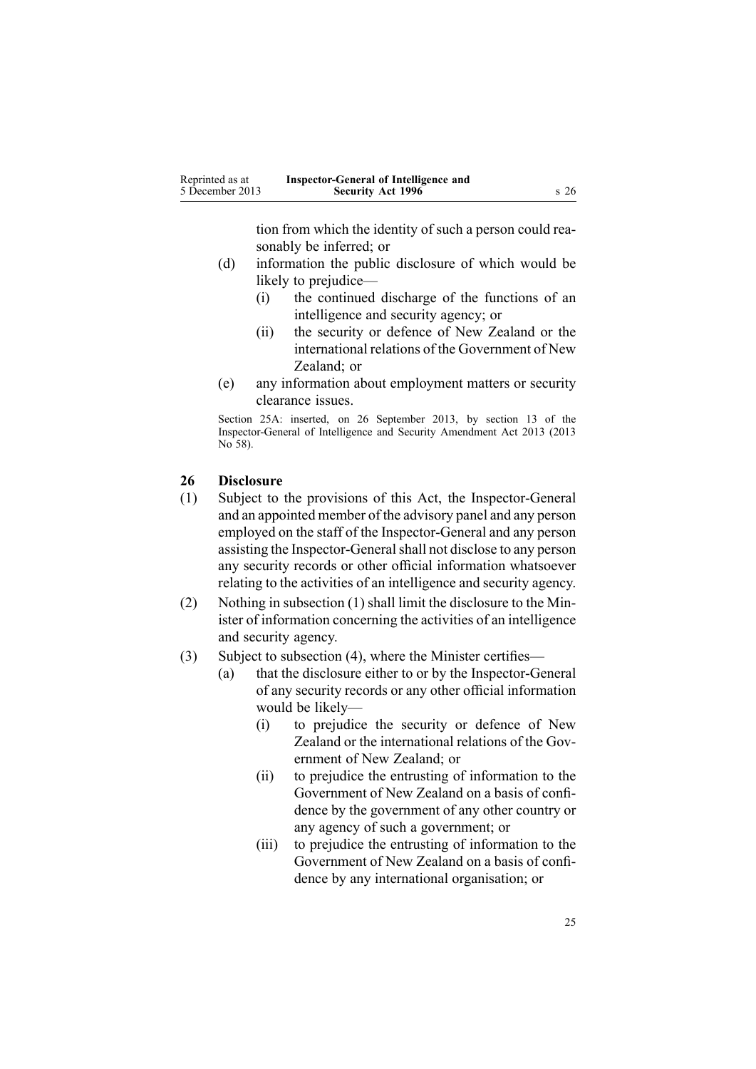tion from which the identity of such a person could reasonably be inferred; or

(d) information the public disclosure of which would be likely to prejudice—

(i) the continued discharge of the functions of an intelligence and security agency; or

(ii) the security or defence of New Zealand or the international relations of the Government of New Zealand; or

(e) any information about employment matters or security clearance issues.

Section 25A: inserted, on 26 September 2013, by section 13 of the Inspector-General of Intelligence and Security Amendment Act 2013 (2013 No 58).

### 26 Disclosure

(1) Subject to the provisions of this Act, the Inspector-General and an appointed member of the advisory panel and any person employed on the staff of the Inspector-General and any person assisting the Inspector-General shall not disclose to any person any security records or other official information whatsoever relating to the activities of an intelligence and security agency.

(2) Nothing in subsection (1) shall limit the disclosure to the Minister of information concerning the activities of an intelligence and security agency.

(3) Subject to subsection (4), where the Minister certifies—

(a) that the disclosure either to or by the Inspector-General of any security records or any other official information would be likely—

(i) to prejudice the security or defence of New Zealand or the international relations of the Government of New Zealand; or

(ii) to prejudice the entrusting of information to the Government of New Zealand on a basis of confidence by the government of any other country or any agency of such a government; or

(iii) to prejudice the entrusting of information to the Government of New Zealand on a basis of confidence by any international organisation; or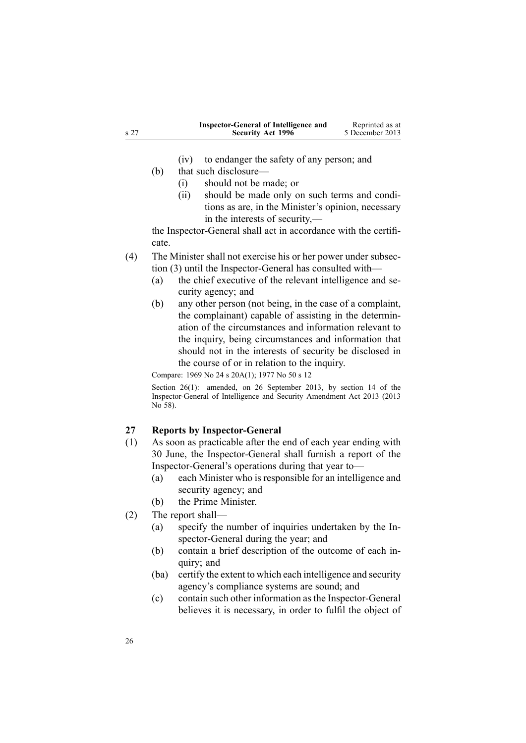(iv) to endanger the safety of any person; and

(b) that such disclosure—

(i) should not be made; or

(ii) should be made only on such terms and conditions as are, in the Minister's opinion, necessary in the interests of security,—

the Inspector-General shall act in accordance with the certificate.

(4) The Minister shall not exercise his or her power under subsection (3) until the Inspector-General has consulted with—

(a) the chief executive of the relevant intelligence and security agency; and

(b) any other person (not being, in the case of a complaint, the complainant) capable of assisting in the determination of the circumstances and information relevant to the inquiry, being circumstances and information that should not in the interests of security be disclosed in the course of or in relation to the inquiry.

Compare: 1969 No 24 s 20A(1); 1977 No 50 s 12

Section 26(1): amended, on 26 September 2013, by section 14 of the Inspector-General of Intelligence and Security Amendment Act 2013 (2013 No 58).

## 27 Reports by Inspector-General

(1) As soon as practicable after the end of each year ending with 30 June, the Inspector-General shall furnish a report of the Inspector-General's operations during that year to—

(a) each Minister who is responsible for an intelligence and security agency; and

(b) the Prime Minister.

(2) The report shall—

(a) specify the number of inquiries undertaken by the Inspector-General during the year; and

(b) contain a brief description of the outcome of each inquiry; and

(ba) certify the extent to which each intelligence and security agency's compliance systems are sound; and

(c) contain such other information as the Inspector-General believes it is necessary, in order to fulfil the object of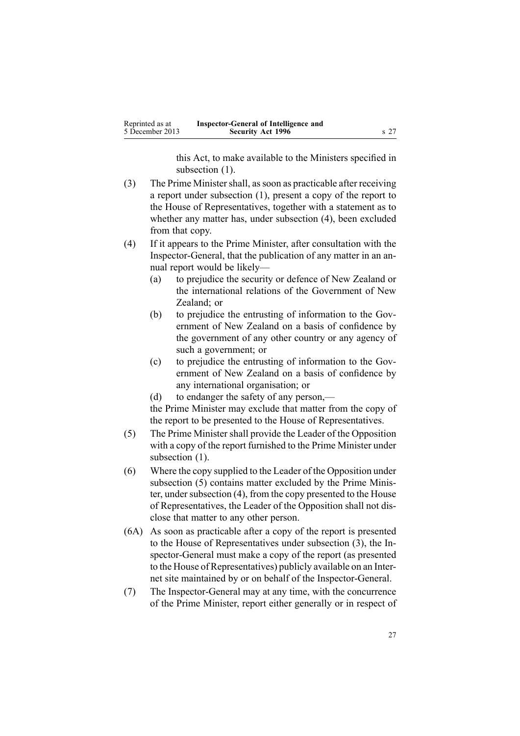this Act, to make available to the Ministers specified in subsection (1).

(3) The Prime Minister shall, as soon as practicable after receiving a report under subsection (1), present a copy of the report to the House of Representatives, together with a statement as to whether any matter has, under subsection (4), been excluded from that copy.

(4) If it appears to the Prime Minister, after consultation with the Inspector-General, that the publication of any matter in an annual report would be likely—

(a) to prejudice the security or defence of New Zealand or the international relations of the Government of New Zealand; or

(b) to prejudice the entrusting of information to the Government of New Zealand on a basis of confidence by the government of any other country or any agency of such a government; or

(c) to prejudice the entrusting of information to the Government of New Zealand on a basis of confidence by any international organisation; or

(d) to endanger the safety of any person,—

the Prime Minister may exclude that matter from the copy of the report to be presented to the House of Representatives.

(5) The Prime Minister shall provide the Leader of the Opposition with a copy of the report furnished to the Prime Minister under subsection (1).

(6) Where the copy supplied to the Leader of the Opposition under subsection (5) contains matter excluded by the Prime Minister, under subsection (4), from the copy presented to the House of Representatives, the Leader of the Opposition shall not disclose that matter to any other person.

(6A) As soon as practicable after a copy of the report is presented to the House of Representatives under subsection (3), the Inspector-General must make a copy of the report (as presented to the House of Representatives) publicly available on an Internet site maintained by or on behalf of the Inspector-General.

(7) The Inspector-General may at any time, with the concurrence of the Prime Minister, report either generally or in respect of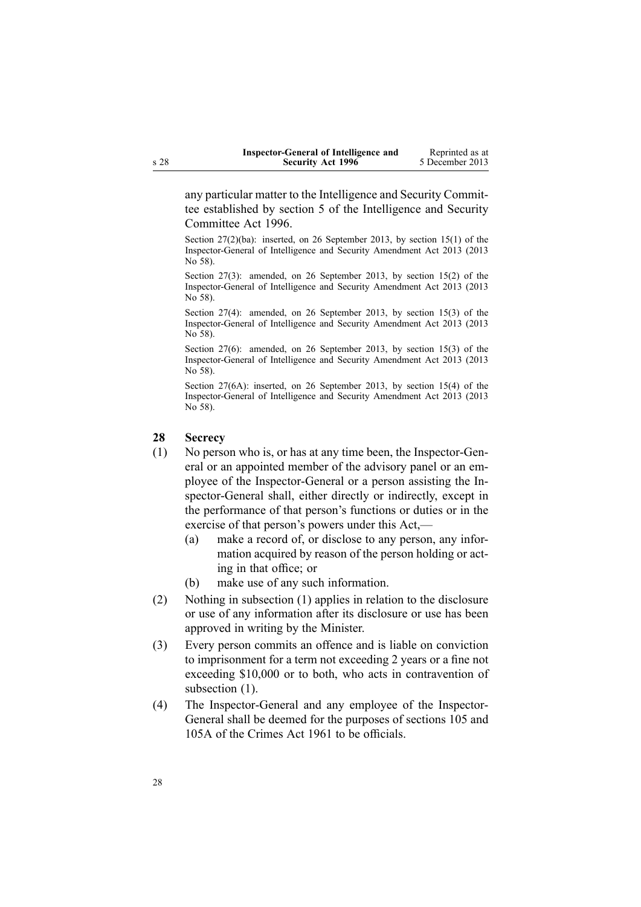any particular matter to the Intelligence and Security Committee established by section 5 of the Intelligence and Security Committee Act 1996.

Section 27(2)(ba): inserted, on 26 September 2013, by section 15(1) of the Inspector-General of Intelligence and Security Amendment Act 2013 (2013 No 58).

Section 27(3): amended, on 26 September 2013, by section 15(2) of the Inspector-General of Intelligence and Security Amendment Act 2013 (2013 No 58).

Section 27(4): amended, on 26 September 2013, by section 15(3) of the Inspector-General of Intelligence and Security Amendment Act 2013 (2013 No 58).

Section 27(6): amended, on 26 September 2013, by section 15(3) of the Inspector-General of Intelligence and Security Amendment Act 2013 (2013 No 58).

Section 27(6A): inserted, on 26 September 2013, by section 15(4) of the Inspector-General of Intelligence and Security Amendment Act 2013 (2013 No 58).

## 28 Secrecy

(1) No person who is, or has at any time been, the Inspector-General or an appointed member of the advisory panel or an employee of the Inspector-General or a person assisting the Inspector-General shall, either directly or indirectly, except in the performance of that person's functions or duties or in the exercise of that person's powers under this Act,—

- (a) make a record of, or disclose to any person, any information acquired by reason of the person holding or acting in that office; or
- (b) make use of any such information.

(2) Nothing in subsection (1) applies in relation to the disclosure or use of any information after its disclosure or use has been approved in writing by the Minister.

(3) Every person commits an offence and is liable on conviction to imprisonment for a term not exceeding 2 years or a fine not exceeding $10,000 or to both, who acts in contravention of subsection (1).

(4) The Inspector-General and any employee of the Inspector-General shall be deemed for the purposes of sections 105 and 105A of the Crimes Act 1961 to be officials.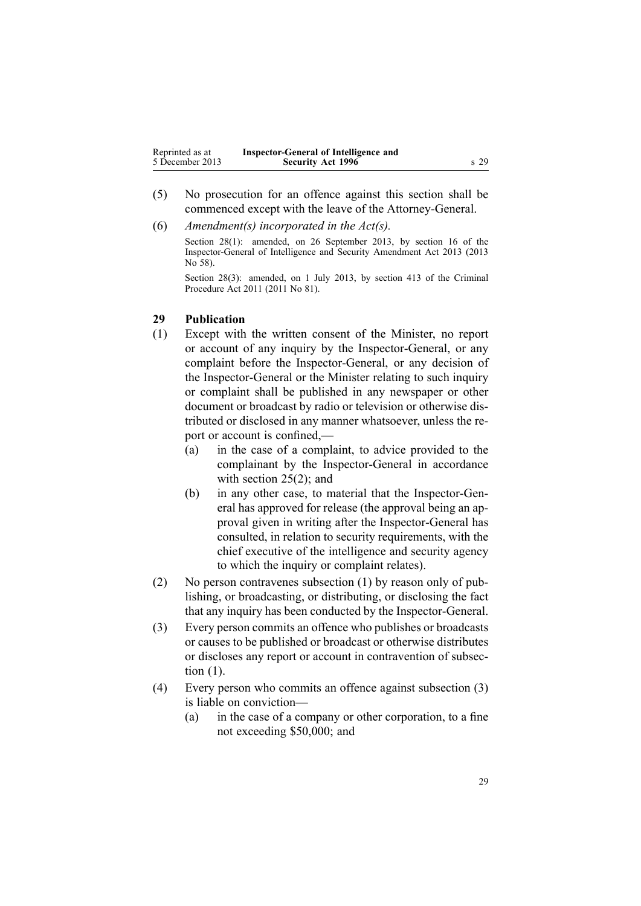(5) No prosecution for an offence against this section shall be commenced except with the leave of the Attorney-General.

(6) *Amendment(s) incorporated in the Act(s).*

Section 28(1): amended, on 26 September 2013, by section 16 of the Inspector-General of Intelligence and Security Amendment Act 2013 (2013 No 58).

Section 28(3): amended, on 1 July 2013, by section 413 of the Criminal Procedure Act 2011 (2011 No 81).

### 29 Publication

(1) Except with the written consent of the Minister, no report or account of any inquiry by the Inspector-General, or any complaint before the Inspector-General, or any decision of the Inspector-General or the Minister relating to such inquiry or complaint shall be published in any newspaper or other document or broadcast by radio or television or otherwise distributed or disclosed in any manner whatsoever, unless the report or account is confined,—

  (a) in the case of a complaint, to advice provided to the complainant by the Inspector-General in accordance with section 25(2); and

  (b) in any other case, to material that the Inspector-General has approved for release (the approval being an approval given in writing after the Inspector-General has consulted, in relation to security requirements, with the chief executive of the intelligence and security agency to which the inquiry or complaint relates).

(2) No person contravenes subsection (1) by reason only of publishing, or broadcasting, or distributing, or disclosing the fact that any inquiry has been conducted by the Inspector-General.

(3) Every person commits an offence who publishes or broadcasts or causes to be published or broadcast or otherwise distributes or discloses any report or account in contravention of subsection (1).

(4) Every person who commits an offence against subsection (3) is liable on conviction—

  (a) in the case of a company or other corporation, to a fine not exceeding $50,000; and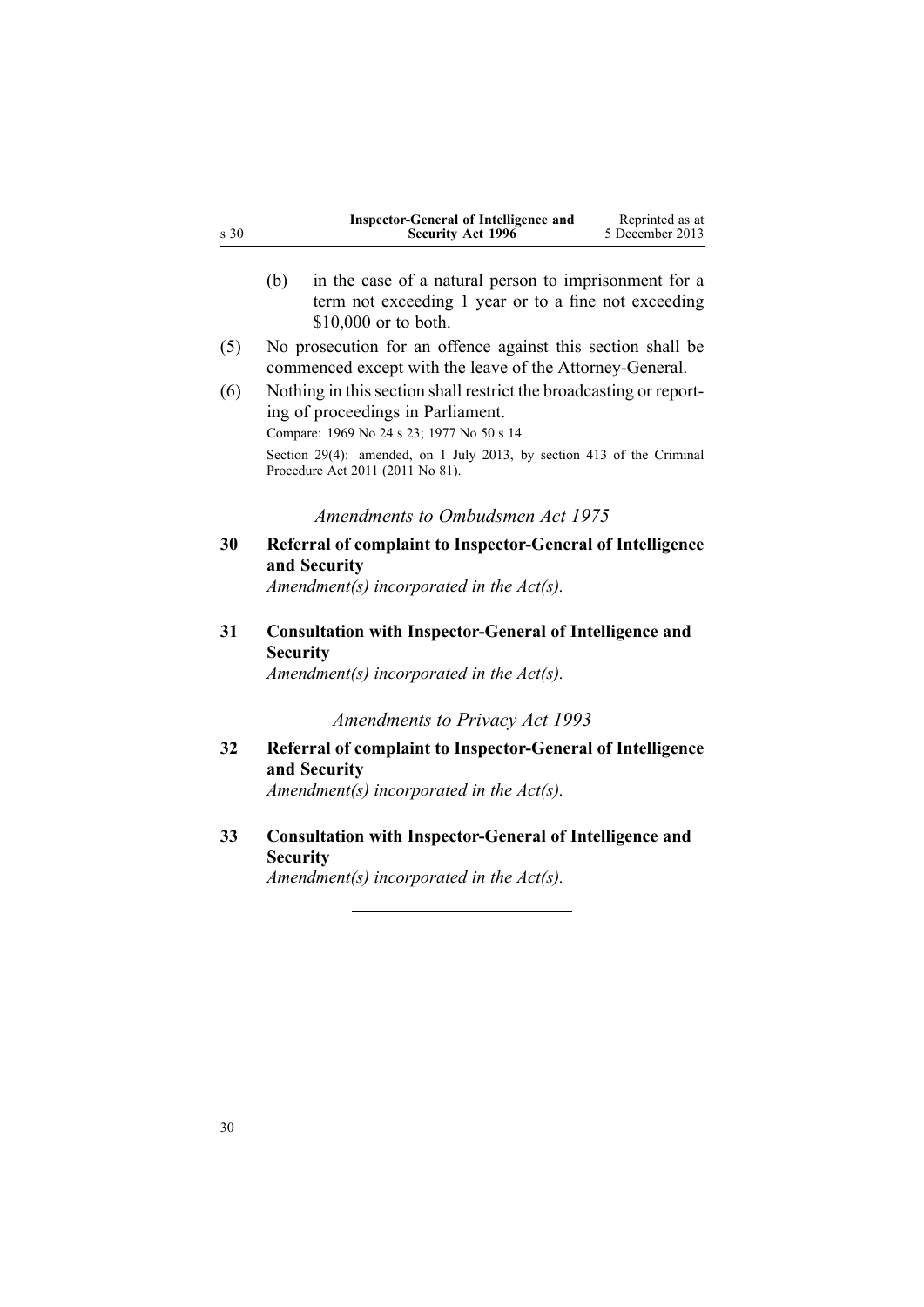(b) in the case of a natural person to imprisonment for a term not exceeding 1 year or to a fine not exceeding $10,000 or to both.

(5) No prosecution for an offence against this section shall be commenced except with the leave of the Attorney-General.

(6) Nothing in this section shall restrict the broadcasting or reporting of proceedings in Parliament.

Compare: 1969 No 24 s 23; 1977 No 50 s 14

Section 29(4): amended, on 1 July 2013, by section 413 of the Criminal Procedure Act 2011 (2011 No 81).

*Amendments to Ombudsmen Act 1975*

**30 Referral of complaint to Inspector-General of Intelligence and Security**

*Amendment(s) incorporated in the Act(s).*

**31 Consultation with Inspector-General of Intelligence and Security**

*Amendment(s) incorporated in the Act(s).*

*Amendments to Privacy Act 1993*

**32 Referral of complaint to Inspector-General of Intelligence and Security**

*Amendment(s) incorporated in the Act(s).*

**33 Consultation with Inspector-General of Intelligence and Security**

*Amendment(s) incorporated in the Act(s).*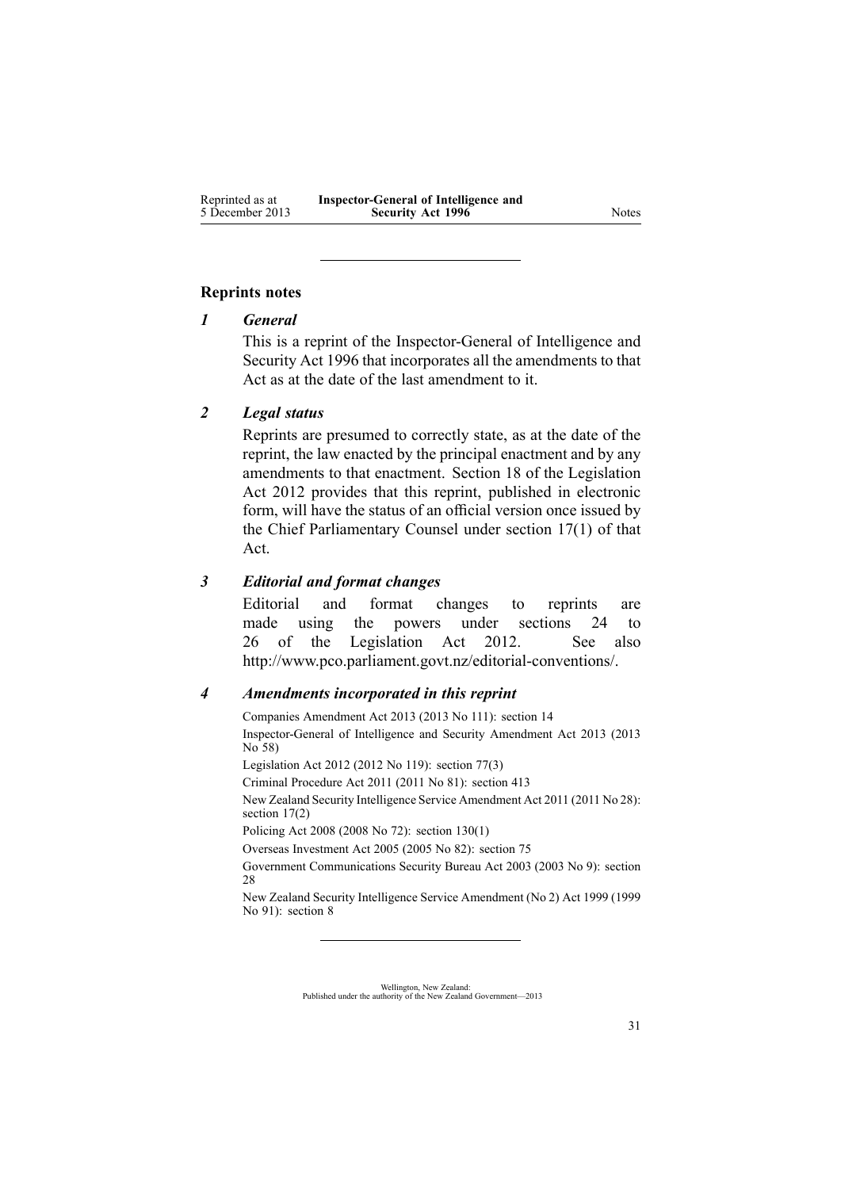## Reprints notes

### *1 General*

This is a reprint of the Inspector-General of Intelligence and Security Act 1996 that incorporates all the amendments to that Act as at the date of the last amendment to it.

### *2 Legal status*

Reprints are presumed to correctly state, as at the date of the reprint, the law enacted by the principal enactment and by any amendments to that enactment. Section 18 of the Legislation Act 2012 provides that this reprint, published in electronic form, will have the status of an official version once issued by the Chief Parliamentary Counsel under section 17(1) of that Act.

### *3 Editorial and format changes*

Editorial and format changes to reprints are made using the powers under sections 24 to 26 of the Legislation Act 2012. See also http://www.pco.parliament.govt.nz/editorial-conventions/.

### *4 Amendments incorporated in this reprint*

Companies Amendment Act 2013 (2013 No 111): section 14

Inspector-General of Intelligence and Security Amendment Act 2013 (2013 No 58)

Legislation Act 2012 (2012 No 119): section 77(3)

Criminal Procedure Act 2011 (2011 No 81): section 413

New Zealand Security Intelligence Service Amendment Act 2011 (2011 No 28): section 17(2)

Policing Act 2008 (2008 No 72): section 130(1)

Overseas Investment Act 2005 (2005 No 82): section 75

Government Communications Security Bureau Act 2003 (2003 No 9): section 28

New Zealand Security Intelligence Service Amendment (No 2) Act 1999 (1999 No 91): section 8

Wellington, New Zealand:
Published under the authority of the New Zealand Government—2013